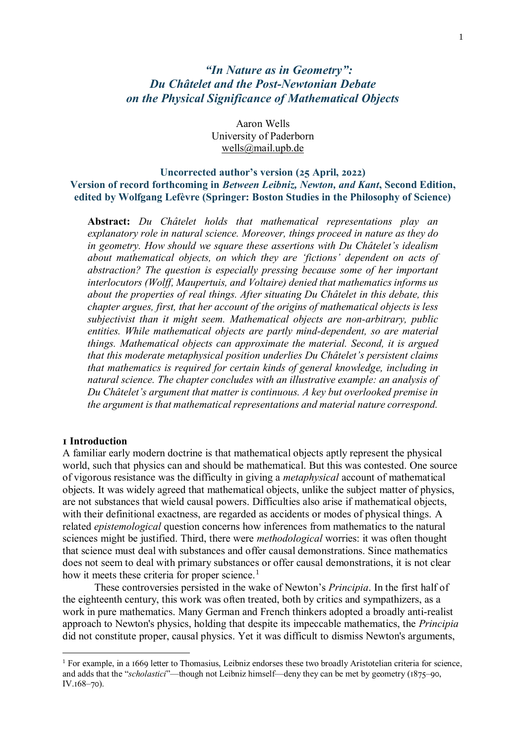# *"In Nature as in Geometry": Du Châtelet and the Post-Newtonian Debate on the Physical Significance of Mathematical Objects*

Aaron Wells
University of Paderborn
wells@mail.upb.de

**Uncorrected author's version (25 April, 2022)**
**Version of record forthcoming in *Between Leibniz, Newton, and Kant*, Second Edition, edited by Wolfgang Lefèvre (Springer: Boston Studies in the Philosophy of Science)**

**Abstract:** *Du Châtelet holds that mathematical representations play an explanatory role in natural science. Moreover, things proceed in nature as they do in geometry. How should we square these assertions with Du Châtelet's idealism about mathematical objects, on which they are 'fictions' dependent on acts of abstraction? The question is especially pressing because some of her important interlocutors (Wolff, Maupertuis, and Voltaire) denied that mathematics informs us about the properties of real things. After situating Du Châtelet in this debate, this chapter argues, first, that her account of the origins of mathematical objects is less subjectivist than it might seem. Mathematical objects are non-arbitrary, public entities. While mathematical objects are partly mind-dependent, so are material things. Mathematical objects can approximate the material. Second, it is argued that this moderate metaphysical position underlies Du Châtelet's persistent claims that mathematics is required for certain kinds of general knowledge, including in natural science. The chapter concludes with an illustrative example: an analysis of Du Châtelet's argument that matter is continuous. A key but overlooked premise in the argument is that mathematical representations and material nature correspond.*

## 1 Introduction

A familiar early modern doctrine is that mathematical objects aptly represent the physical world, such that physics can and should be mathematical. But this was contested. One source of vigorous resistance was the difficulty in giving a *metaphysical* account of mathematical objects. It was widely agreed that mathematical objects, unlike the subject matter of physics, are not substances that wield causal powers. Difficulties also arise if mathematical objects, with their definitional exactness, are regarded as accidents or modes of physical things. A related *epistemological* question concerns how inferences from mathematics to the natural sciences might be justified. Third, there were *methodological* worries: it was often thought that science must deal with substances and offer causal demonstrations. Since mathematics does not seem to deal with primary substances or offer causal demonstrations, it is not clear how it meets these criteria for proper science.[1]

These controversies persisted in the wake of Newton's *Principia*. In the first half of the eighteenth century, this work was often treated, both by critics and sympathizers, as a work in pure mathematics. Many German and French thinkers adopted a broadly anti-realist approach to Newton's physics, holding that despite its impeccable mathematics, the *Principia* did not constitute proper, causal physics. Yet it was difficult to dismiss Newton's arguments,

[1] For example, in a 1669 letter to Thomasius, Leibniz endorses these two broadly Aristotelian criteria for science, and adds that the "*scholastici*"—though not Leibniz himself—deny they can be met by geometry (1875–90, IV.168–70).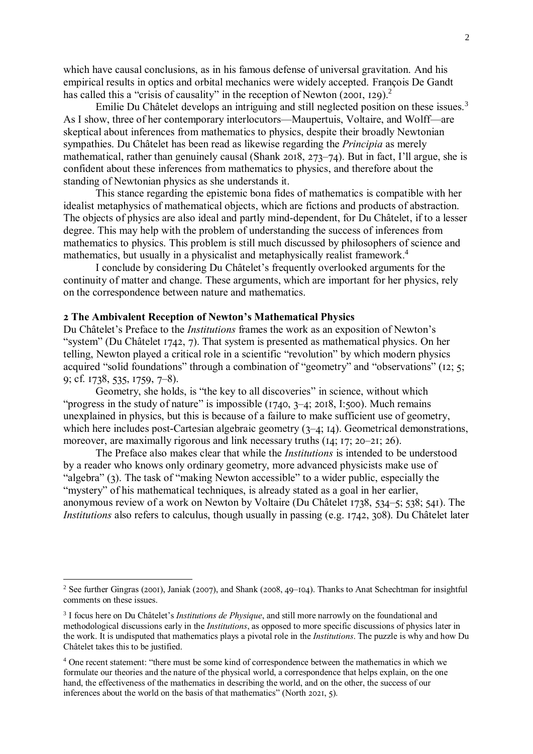which have causal conclusions, as in his famous defense of universal gravitation. And his empirical results in optics and orbital mechanics were widely accepted. François De Gandt has called this a "crisis of causality" in the reception of Newton (2001, 129).[2]

Emilie Du Châtelet develops an intriguing and still neglected position on these issues.[3] As I show, three of her contemporary interlocutors—Maupertuis, Voltaire, and Wolff—are skeptical about inferences from mathematics to physics, despite their broadly Newtonian sympathies. Du Châtelet has been read as likewise regarding the *Principia* as merely mathematical, rather than genuinely causal (Shank 2018, 273–74). But in fact, I'll argue, she is confident about these inferences from mathematics to physics, and therefore about the standing of Newtonian physics as she understands it.

This stance regarding the epistemic bona fides of mathematics is compatible with her idealist metaphysics of mathematical objects, which are fictions and products of abstraction. The objects of physics are also ideal and partly mind-dependent, for Du Châtelet, if to a lesser degree. This may help with the problem of understanding the success of inferences from mathematics to physics. This problem is still much discussed by philosophers of science and mathematics, but usually in a physicalist and metaphysically realist framework.[4]

I conclude by considering Du Châtelet's frequently overlooked arguments for the continuity of matter and change. These arguments, which are important for her physics, rely on the correspondence between nature and mathematics.

## 2 The Ambivalent Reception of Newton's Mathematical Physics

Du Châtelet's Preface to the *Institutions* frames the work as an exposition of Newton's "system" (Du Châtelet 1742, 7). That system is presented as mathematical physics. On her telling, Newton played a critical role in a scientific "revolution" by which modern physics acquired "solid foundations" through a combination of "geometry" and "observations" (12; 5; 9; cf. 1738, 535, 1759, 7–8).

Geometry, she holds, is "the key to all discoveries" in science, without which "progress in the study of nature" is impossible (1740, 3–4; 2018, I:500). Much remains unexplained in physics, but this is because of a failure to make sufficient use of geometry, which here includes post-Cartesian algebraic geometry (3–4; 14). Geometrical demonstrations, moreover, are maximally rigorous and link necessary truths (14; 17; 20–21; 26).

The Preface also makes clear that while the *Institutions* is intended to be understood by a reader who knows only ordinary geometry, more advanced physicists make use of "algebra" (3). The task of "making Newton accessible" to a wider public, especially the "mystery" of his mathematical techniques, is already stated as a goal in her earlier, anonymous review of a work on Newton by Voltaire (Du Châtelet 1738, 534–5; 538; 541). The *Institutions* also refers to calculus, though usually in passing (e.g. 1742, 308). Du Châtelet later

---

[2] See further Gingras (2001), Janiak (2007), and Shank (2008, 49–104). Thanks to Anat Schechtman for insightful comments on these issues.

[3] I focus here on Du Châtelet's *Institutions de Physique*, and still more narrowly on the foundational and methodological discussions early in the *Institutions*, as opposed to more specific discussions of physics later in the work. It is undisputed that mathematics plays a pivotal role in the *Institutions*. The puzzle is why and how Du Châtelet takes this to be justified.

[4] One recent statement: "there must be some kind of correspondence between the mathematics in which we formulate our theories and the nature of the physical world, a correspondence that helps explain, on the one hand, the effectiveness of the mathematics in describing the world, and on the other, the success of our inferences about the world on the basis of that mathematics" (North 2021, 5).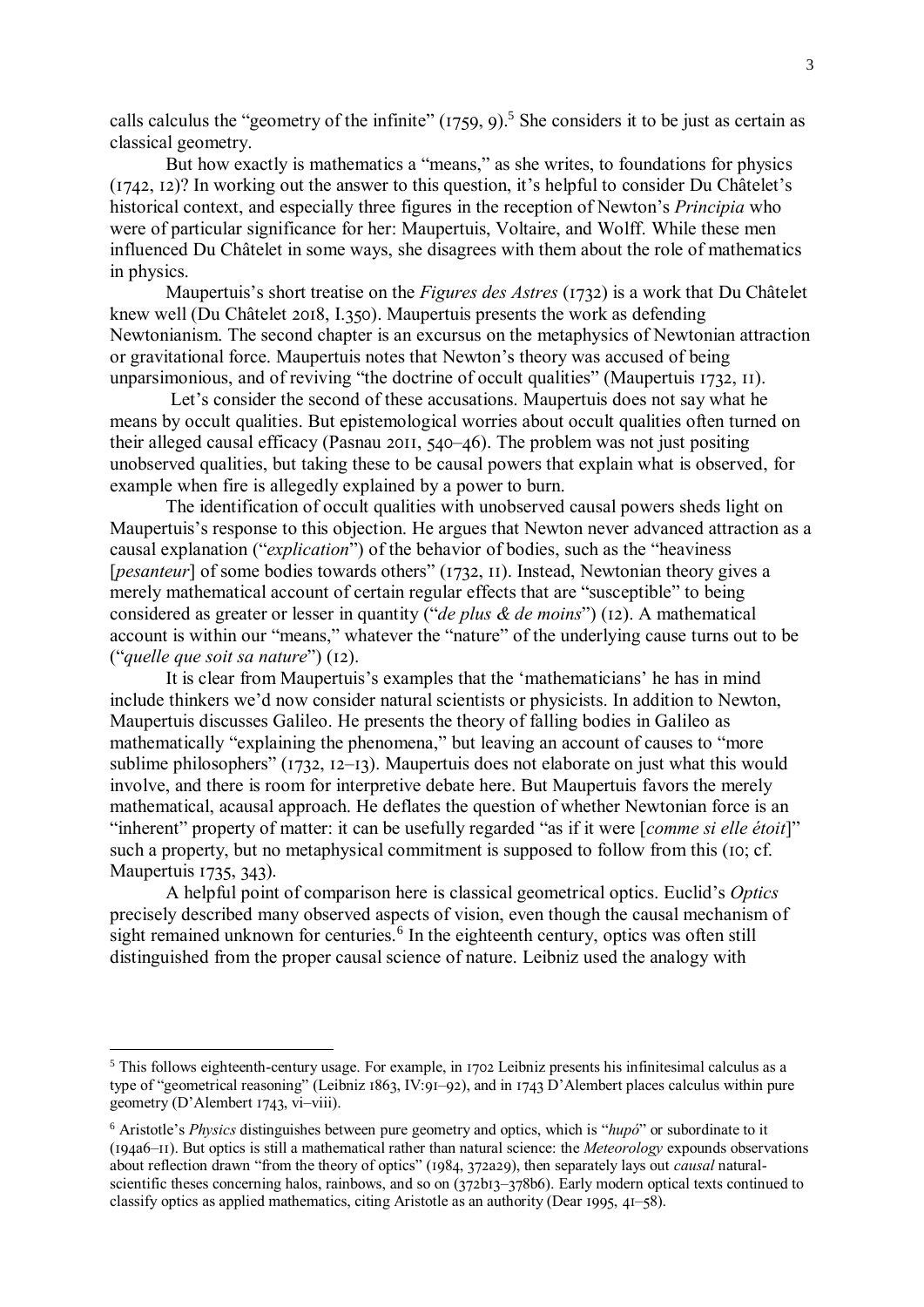calls calculus the "geometry of the infinite" (1759, 9).[5] She considers it to be just as certain as classical geometry.

But how exactly is mathematics a "means," as she writes, to foundations for physics (1742, 12)? In working out the answer to this question, it's helpful to consider Du Châtelet's historical context, and especially three figures in the reception of Newton's *Principia* who were of particular significance for her: Maupertuis, Voltaire, and Wolff. While these men influenced Du Châtelet in some ways, she disagrees with them about the role of mathematics in physics.

Maupertuis's short treatise on the *Figures des Astres* (1732) is a work that Du Châtelet knew well (Du Châtelet 2018, I.350). Maupertuis presents the work as defending Newtonianism. The second chapter is an excursus on the metaphysics of Newtonian attraction or gravitational force. Maupertuis notes that Newton's theory was accused of being unparsimonious, and of reviving "the doctrine of occult qualities" (Maupertuis 1732, 11).

Let's consider the second of these accusations. Maupertuis does not say what he means by occult qualities. But epistemological worries about occult qualities often turned on their alleged causal efficacy (Pasnau 2011, 540–46). The problem was not just positing unobserved qualities, but taking these to be causal powers that explain what is observed, for example when fire is allegedly explained by a power to burn.

The identification of occult qualities with unobserved causal powers sheds light on Maupertuis's response to this objection. He argues that Newton never advanced attraction as a causal explanation ("*explication*") of the behavior of bodies, such as the "heaviness [*pesanteur*] of some bodies towards others" (1732, 11). Instead, Newtonian theory gives a merely mathematical account of certain regular effects that are "susceptible" to being considered as greater or lesser in quantity ("*de plus & de moins*") (12). A mathematical account is within our "means," whatever the "nature" of the underlying cause turns out to be ("*quelle que soit sa nature*") (12).

It is clear from Maupertuis's examples that the 'mathematicians' he has in mind include thinkers we'd now consider natural scientists or physicists. In addition to Newton, Maupertuis discusses Galileo. He presents the theory of falling bodies in Galileo as mathematically "explaining the phenomena," but leaving an account of causes to "more sublime philosophers" (1732, 12–13). Maupertuis does not elaborate on just what this would involve, and there is room for interpretive debate here. But Maupertuis favors the merely mathematical, acausal approach. He deflates the question of whether Newtonian force is an "inherent" property of matter: it can be usefully regarded "as if it were [*comme si elle étoit*]" such a property, but no metaphysical commitment is supposed to follow from this (10; cf. Maupertuis 1735, 343).

A helpful point of comparison here is classical geometrical optics. Euclid's *Optics* precisely described many observed aspects of vision, even though the causal mechanism of sight remained unknown for centuries.[6] In the eighteenth century, optics was often still distinguished from the proper causal science of nature. Leibniz used the analogy with

---

[5] This follows eighteenth-century usage. For example, in 1702 Leibniz presents his infinitesimal calculus as a type of "geometrical reasoning" (Leibniz 1863, IV:91–92), and in 1743 D'Alembert places calculus within pure geometry (D'Alembert 1743, vi–viii).

[6] Aristotle's *Physics* distinguishes between pure geometry and optics, which is "*hupó*" or subordinate to it (194a6–11). But optics is still a mathematical rather than natural science: the *Meteorology* expounds observations about reflection drawn "from the theory of optics" (1984, 372a29), then separately lays out *causal* natural-scientific theses concerning halos, rainbows, and so on (372b13–378b6). Early modern optical texts continued to classify optics as applied mathematics, citing Aristotle as an authority (Dear 1995, 41–58).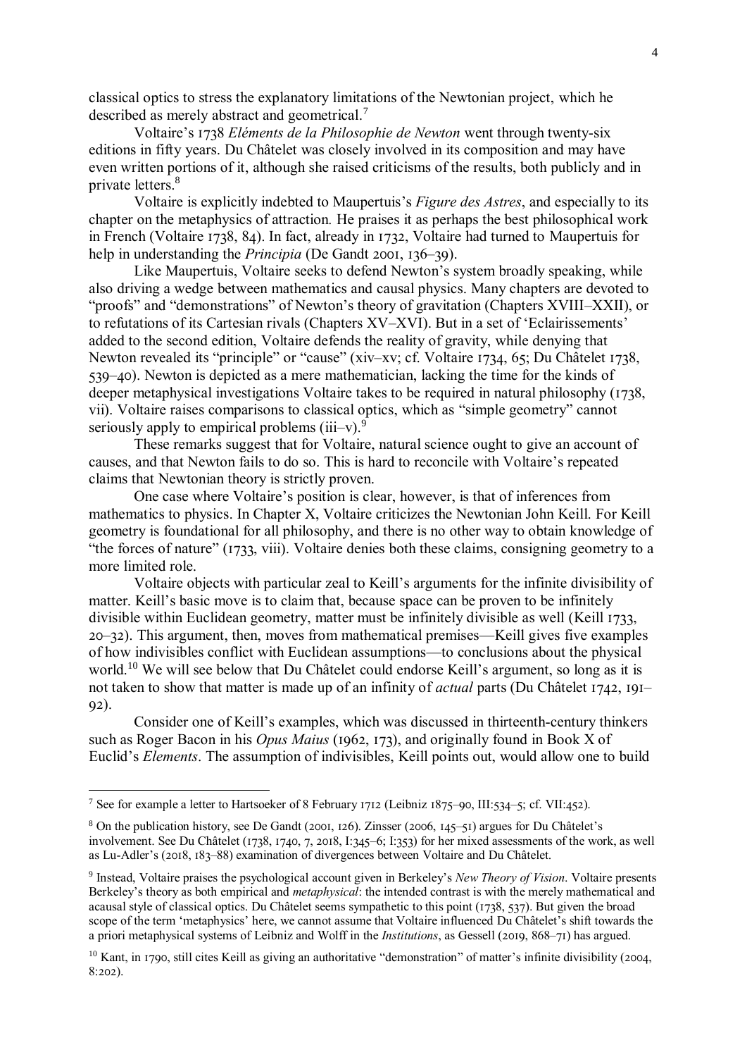classical optics to stress the explanatory limitations of the Newtonian project, which he described as merely abstract and geometrical.[7]

Voltaire's 1738 *Eléments de la Philosophie de Newton* went through twenty-six editions in fifty years. Du Châtelet was closely involved in its composition and may have even written portions of it, although she raised criticisms of the results, both publicly and in private letters.[8]

Voltaire is explicitly indebted to Maupertuis's *Figure des Astres*, and especially to its chapter on the metaphysics of attraction. He praises it as perhaps the best philosophical work in French (Voltaire 1738, 84). In fact, already in 1732, Voltaire had turned to Maupertuis for help in understanding the *Principia* (De Gandt 2001, 136–39).

Like Maupertuis, Voltaire seeks to defend Newton's system broadly speaking, while also driving a wedge between mathematics and causal physics. Many chapters are devoted to "proofs" and "demonstrations" of Newton's theory of gravitation (Chapters XVIII–XXII), or to refutations of its Cartesian rivals (Chapters XV–XVI). But in a set of 'Eclairissements' added to the second edition, Voltaire defends the reality of gravity, while denying that Newton revealed its "principle" or "cause" (xiv–xv; cf. Voltaire 1734, 65; Du Châtelet 1738, 539–40). Newton is depicted as a mere mathematician, lacking the time for the kinds of deeper metaphysical investigations Voltaire takes to be required in natural philosophy (1738, vii). Voltaire raises comparisons to classical optics, which as "simple geometry" cannot seriously apply to empirical problems (iii–v).[9]

These remarks suggest that for Voltaire, natural science ought to give an account of causes, and that Newton fails to do so. This is hard to reconcile with Voltaire's repeated claims that Newtonian theory is strictly proven.

One case where Voltaire's position is clear, however, is that of inferences from mathematics to physics. In Chapter X, Voltaire criticizes the Newtonian John Keill. For Keill geometry is foundational for all philosophy, and there is no other way to obtain knowledge of "the forces of nature" (1733, viii). Voltaire denies both these claims, consigning geometry to a more limited role.

Voltaire objects with particular zeal to Keill's arguments for the infinite divisibility of matter. Keill's basic move is to claim that, because space can be proven to be infinitely divisible within Euclidean geometry, matter must be infinitely divisible as well (Keill 1733, 20–32). This argument, then, moves from mathematical premises—Keill gives five examples of how indivisibles conflict with Euclidean assumptions—to conclusions about the physical world.[10] We will see below that Du Châtelet could endorse Keill's argument, so long as it is not taken to show that matter is made up of an infinity of *actual* parts (Du Châtelet 1742, 191–92).

Consider one of Keill's examples, which was discussed in thirteenth-century thinkers such as Roger Bacon in his *Opus Maius* (1962, 173), and originally found in Book X of Euclid's *Elements*. The assumption of indivisibles, Keill points out, would allow one to build

---

[7] See for example a letter to Hartsoeker of 8 February 1712 (Leibniz 1875–90, III:534–5; cf. VII:452).

[8] On the publication history, see De Gandt (2001, 126). Zinsser (2006, 145–51) argues for Du Châtelet's involvement. See Du Châtelet (1738, 1740, 7, 2018, I:345–6; I:353) for her mixed assessments of the work, as well as Lu-Adler's (2018, 183–88) examination of divergences between Voltaire and Du Châtelet.

[9] Instead, Voltaire praises the psychological account given in Berkeley's *New Theory of Vision*. Voltaire presents Berkeley's theory as both empirical and *metaphysical*: the intended contrast is with the merely mathematical and acausal style of classical optics. Du Châtelet seems sympathetic to this point (1738, 537). But given the broad scope of the term 'metaphysics' here, we cannot assume that Voltaire influenced Du Châtelet's shift towards the a priori metaphysical systems of Leibniz and Wolff in the *Institutions*, as Gessell (2019, 868–71) has argued.

[10] Kant, in 1790, still cites Keill as giving an authoritative "demonstration" of matter's infinite divisibility (2004, 8:202).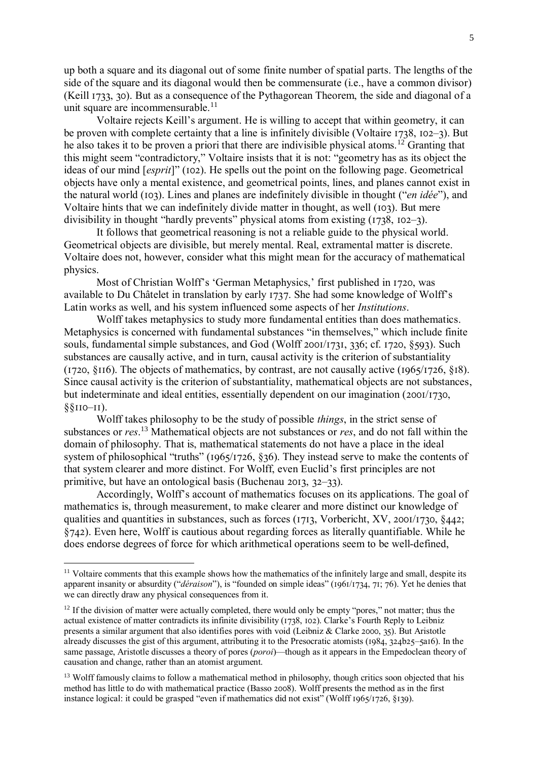up both a square and its diagonal out of some finite number of spatial parts. The lengths of the side of the square and its diagonal would then be commensurate (i.e., have a common divisor) (Keill 1733, 30). But as a consequence of the Pythagorean Theorem, the side and diagonal of a unit square are incommensurable.[11]

Voltaire rejects Keill's argument. He is willing to accept that within geometry, it can be proven with complete certainty that a line is infinitely divisible (Voltaire 1738, 102–3). But he also takes it to be proven a priori that there are indivisible physical atoms.[12] Granting that this might seem "contradictory," Voltaire insists that it is not: "geometry has as its object the ideas of our mind [*esprit*]" (102). He spells out the point on the following page. Geometrical objects have only a mental existence, and geometrical points, lines, and planes cannot exist in the natural world (103). Lines and planes are indefinitely divisible in thought ("*en idée*"), and Voltaire hints that we can indefinitely divide matter in thought, as well (103). But mere divisibility in thought "hardly prevents" physical atoms from existing (1738, 102–3).

It follows that geometrical reasoning is not a reliable guide to the physical world. Geometrical objects are divisible, but merely mental. Real, extramental matter is discrete. Voltaire does not, however, consider what this might mean for the accuracy of mathematical physics.

Most of Christian Wolff's 'German Metaphysics,' first published in 1720, was available to Du Châtelet in translation by early 1737. She had some knowledge of Wolff's Latin works as well, and his system influenced some aspects of her *Institutions*.

Wolff takes metaphysics to study more fundamental entities than does mathematics. Metaphysics is concerned with fundamental substances "in themselves," which include finite souls, fundamental simple substances, and God (Wolff 2001/1731, 336; cf. 1720, §593). Such substances are causally active, and in turn, causal activity is the criterion of substantiality (1720, §116). The objects of mathematics, by contrast, are not causally active (1965/1726, §18). Since causal activity is the criterion of substantiality, mathematical objects are not substances, but indeterminate and ideal entities, essentially dependent on our imagination (2001/1730, §§110–11).

Wolff takes philosophy to be the study of possible *things*, in the strict sense of substances or *res*.[13] Mathematical objects are not substances or *res*, and do not fall within the domain of philosophy. That is, mathematical statements do not have a place in the ideal system of philosophical "truths" (1965/1726, §36). They instead serve to make the contents of that system clearer and more distinct. For Wolff, even Euclid's first principles are not primitive, but have an ontological basis (Buchenau 2013, 32–33).

Accordingly, Wolff's account of mathematics focuses on its applications. The goal of mathematics is, through measurement, to make clearer and more distinct our knowledge of qualities and quantities in substances, such as forces (1713, Vorbericht, XV, 2001/1730, §442; §742). Even here, Wolff is cautious about regarding forces as literally quantifiable. While he does endorse degrees of force for which arithmetical operations seem to be well-defined,

---

[11] Voltaire comments that this example shows how the mathematics of the infinitely large and small, despite its apparent insanity or absurdity ("*déraison*"), is "founded on simple ideas" (1961/1734, 71; 76). Yet he denies that we can directly draw any physical consequences from it.

[12] If the division of matter were actually completed, there would only be empty "pores," not matter; thus the actual existence of matter contradicts its infinite divisibility (1738, 102). Clarke's Fourth Reply to Leibniz presents a similar argument that also identifies pores with void (Leibniz & Clarke 2000, 35). But Aristotle already discusses the gist of this argument, attributing it to the Presocratic atomists (1984, 324b25–5a16). In the same passage, Aristotle discusses a theory of pores (*poroi*)—though as it appears in the Empedoclean theory of causation and change, rather than an atomist argument.

[13] Wolff famously claims to follow a mathematical method in philosophy, though critics soon objected that his method has little to do with mathematical practice (Basso 2008). Wolff presents the method as in the first instance logical: it could be grasped "even if mathematics did not exist" (Wolff 1965/1726, §139).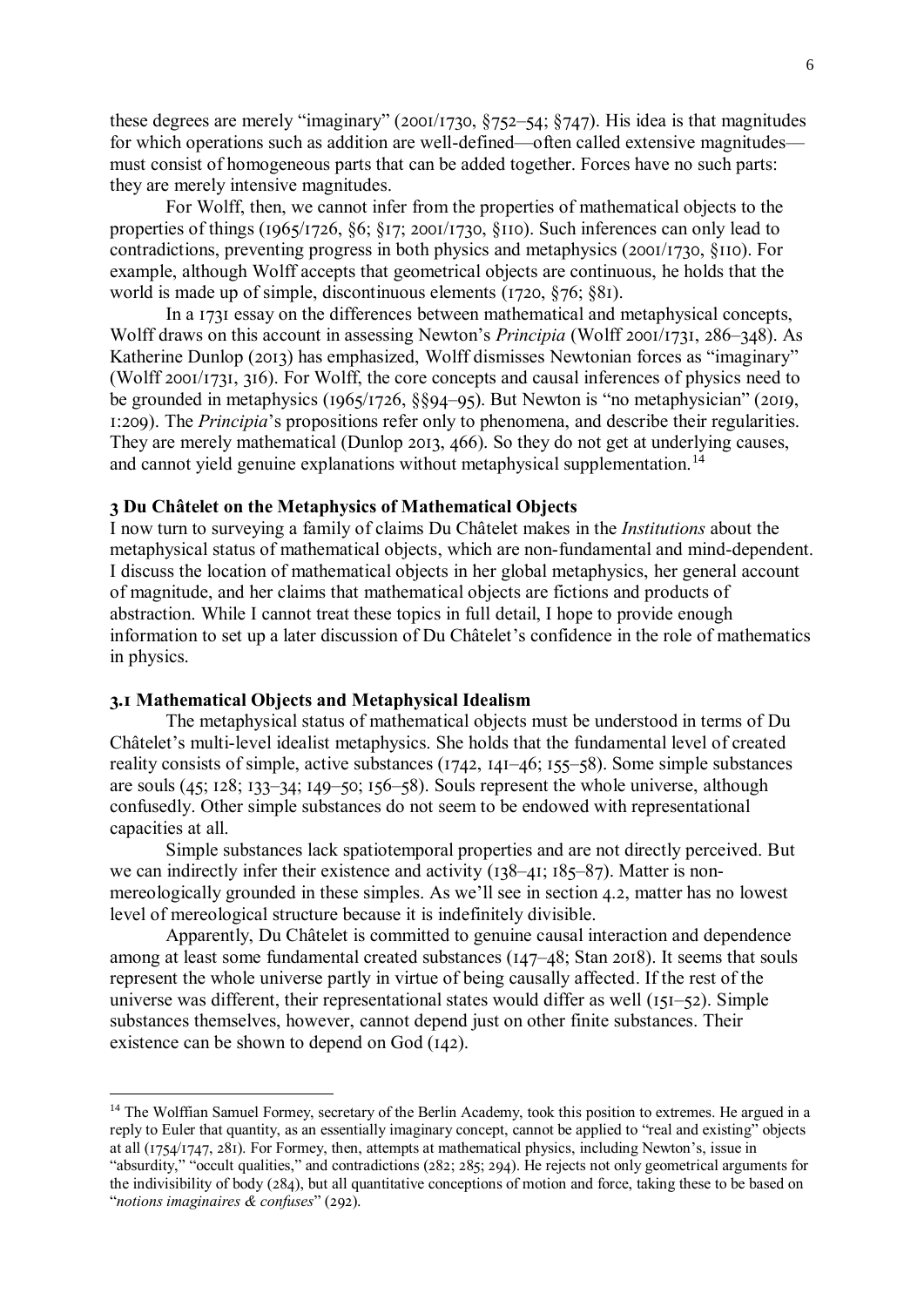these degrees are merely "imaginary" (2001/1730, §752–54; §747). His idea is that magnitudes for which operations such as addition are well-defined—often called extensive magnitudes—must consist of homogeneous parts that can be added together. Forces have no such parts: they are merely intensive magnitudes.

For Wolff, then, we cannot infer from the properties of mathematical objects to the properties of things (1965/1726, §6; §17; 2001/1730, §110). Such inferences can only lead to contradictions, preventing progress in both physics and metaphysics (2001/1730, §110). For example, although Wolff accepts that geometrical objects are continuous, he holds that the world is made up of simple, discontinuous elements (1720, §76; §81).

In a 1731 essay on the differences between mathematical and metaphysical concepts, Wolff draws on this account in assessing Newton's *Principia* (Wolff 2001/1731, 286–348). As Katherine Dunlop (2013) has emphasized, Wolff dismisses Newtonian forces as "imaginary" (Wolff 2001/1731, 316). For Wolff, the core concepts and causal inferences of physics need to be grounded in metaphysics (1965/1726, §§94–95). But Newton is "no metaphysician" (2019, 1:209). The *Principia*'s propositions refer only to phenomena, and describe their regularities. They are merely mathematical (Dunlop 2013, 466). So they do not get at underlying causes, and cannot yield genuine explanations without metaphysical supplementation.[14]

## 3 Du Châtelet on the Metaphysics of Mathematical Objects

I now turn to surveying a family of claims Du Châtelet makes in the *Institutions* about the metaphysical status of mathematical objects, which are non-fundamental and mind-dependent. I discuss the location of mathematical objects in her global metaphysics, her general account of magnitude, and her claims that mathematical objects are fictions and products of abstraction. While I cannot treat these topics in full detail, I hope to provide enough information to set up a later discussion of Du Châtelet's confidence in the role of mathematics in physics.

### 3.1 Mathematical Objects and Metaphysical Idealism

The metaphysical status of mathematical objects must be understood in terms of Du Châtelet's multi-level idealist metaphysics. She holds that the fundamental level of created reality consists of simple, active substances (1742, 141–46; 155–58). Some simple substances are souls (45; 128; 133–34; 149–50; 156–58). Souls represent the whole universe, although confusedly. Other simple substances do not seem to be endowed with representational capacities at all.

Simple substances lack spatiotemporal properties and are not directly perceived. But we can indirectly infer their existence and activity (138–41; 185–87). Matter is non-mereologically grounded in these simples. As we'll see in section 4.2, matter has no lowest level of mereological structure because it is indefinitely divisible.

Apparently, Du Châtelet is committed to genuine causal interaction and dependence among at least some fundamental created substances (147–48; Stan 2018). It seems that souls represent the whole universe partly in virtue of being causally affected. If the rest of the universe was different, their representational states would differ as well (151–52). Simple substances themselves, however, cannot depend just on other finite substances. Their existence can be shown to depend on God (142).

[14] The Wolffian Samuel Formey, secretary of the Berlin Academy, took this position to extremes. He argued in a reply to Euler that quantity, as an essentially imaginary concept, cannot be applied to "real and existing" objects at all (1754/1747, 281). For Formey, then, attempts at mathematical physics, including Newton's, issue in "absurdity," "occult qualities," and contradictions (282; 285; 294). He rejects not only geometrical arguments for the indivisibility of body (284), but all quantitative conceptions of motion and force, taking these to be based on "*notions imaginaires & confuses*" (292).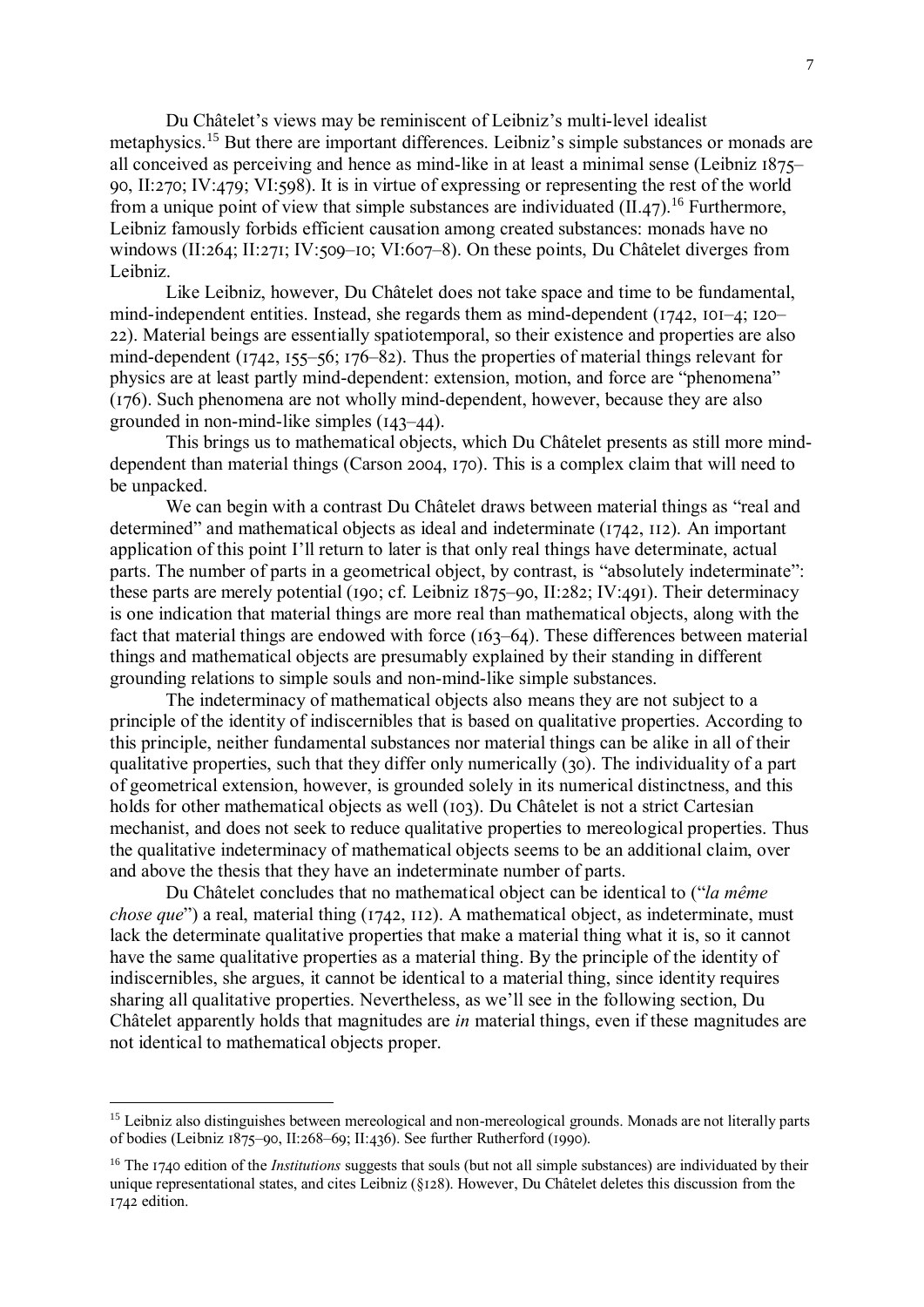Du Châtelet's views may be reminiscent of Leibniz's multi-level idealist metaphysics.[15] But there are important differences. Leibniz's simple substances or monads are all conceived as perceiving and hence as mind-like in at least a minimal sense (Leibniz 1875–90, II:270; IV:479; VI:598). It is in virtue of expressing or representing the rest of the world from a unique point of view that simple substances are individuated (II.47).[16] Furthermore, Leibniz famously forbids efficient causation among created substances: monads have no windows (II:264; II:271; IV:509–10; VI:607–8). On these points, Du Châtelet diverges from Leibniz.

Like Leibniz, however, Du Châtelet does not take space and time to be fundamental, mind-independent entities. Instead, she regards them as mind-dependent (1742, 101–4; 120–22). Material beings are essentially spatiotemporal, so their existence and properties are also mind-dependent (1742, 155–56; 176–82). Thus the properties of material things relevant for physics are at least partly mind-dependent: extension, motion, and force are "phenomena" (176). Such phenomena are not wholly mind-dependent, however, because they are also grounded in non-mind-like simples (143–44).

This brings us to mathematical objects, which Du Châtelet presents as still more mind-dependent than material things (Carson 2004, 170). This is a complex claim that will need to be unpacked.

We can begin with a contrast Du Châtelet draws between material things as "real and determined" and mathematical objects as ideal and indeterminate (1742, 112). An important application of this point I'll return to later is that only real things have determinate, actual parts. The number of parts in a geometrical object, by contrast, is "absolutely indeterminate": these parts are merely potential (190; cf. Leibniz 1875–90, II:282; IV:491). Their determinacy is one indication that material things are more real than mathematical objects, along with the fact that material things are endowed with force (163–64). These differences between material things and mathematical objects are presumably explained by their standing in different grounding relations to simple souls and non-mind-like simple substances.

The indeterminacy of mathematical objects also means they are not subject to a principle of the identity of indiscernibles that is based on qualitative properties. According to this principle, neither fundamental substances nor material things can be alike in all of their qualitative properties, such that they differ only numerically (30). The individuality of a part of geometrical extension, however, is grounded solely in its numerical distinctness, and this holds for other mathematical objects as well (103). Du Châtelet is not a strict Cartesian mechanist, and does not seek to reduce qualitative properties to mereological properties. Thus the qualitative indeterminacy of mathematical objects seems to be an additional claim, over and above the thesis that they have an indeterminate number of parts.

Du Châtelet concludes that no mathematical object can be identical to ("*la même chose que*") a real, material thing (1742, 112). A mathematical object, as indeterminate, must lack the determinate qualitative properties that make a material thing what it is, so it cannot have the same qualitative properties as a material thing. By the principle of the identity of indiscernibles, she argues, it cannot be identical to a material thing, since identity requires sharing all qualitative properties. Nevertheless, as we'll see in the following section, Du Châtelet apparently holds that magnitudes are *in* material things, even if these magnitudes are not identical to mathematical objects proper.

---

[15] Leibniz also distinguishes between mereological and non-mereological grounds. Monads are not literally parts of bodies (Leibniz 1875–90, II:268–69; II:436). See further Rutherford (1990).

[16] The 1740 edition of the *Institutions* suggests that souls (but not all simple substances) are individuated by their unique representational states, and cites Leibniz (§128). However, Du Châtelet deletes this discussion from the 1742 edition.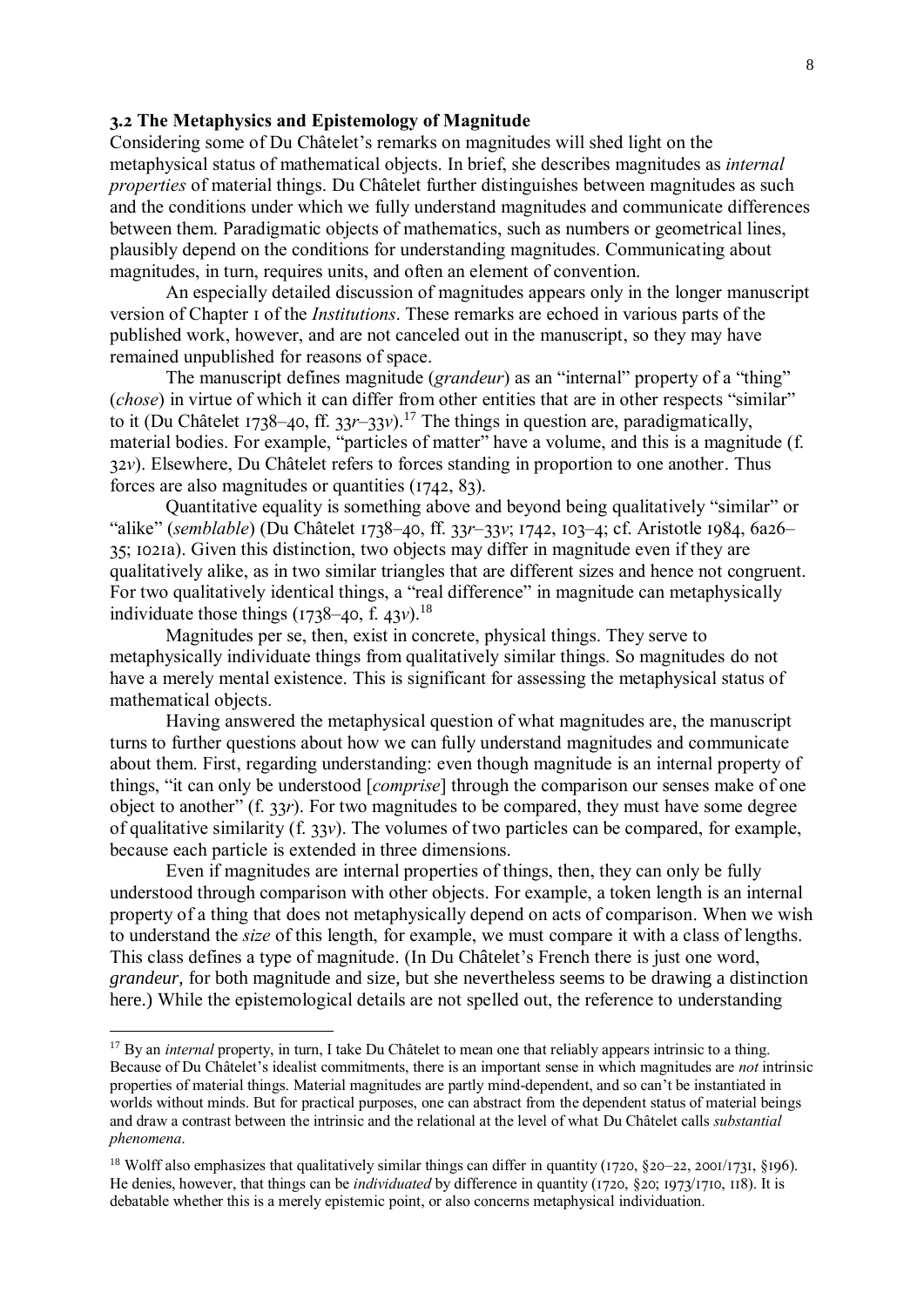### 3.2 The Metaphysics and Epistemology of Magnitude

Considering some of Du Châtelet's remarks on magnitudes will shed light on the metaphysical status of mathematical objects. In brief, she describes magnitudes as *internal properties* of material things. Du Châtelet further distinguishes between magnitudes as such and the conditions under which we fully understand magnitudes and communicate differences between them. Paradigmatic objects of mathematics, such as numbers or geometrical lines, plausibly depend on the conditions for understanding magnitudes. Communicating about magnitudes, in turn, requires units, and often an element of convention.

An especially detailed discussion of magnitudes appears only in the longer manuscript version of Chapter 1 of the *Institutions*. These remarks are echoed in various parts of the published work, however, and are not canceled out in the manuscript, so they may have remained unpublished for reasons of space.

The manuscript defines magnitude (*grandeur*) as an "internal" property of a "thing" (*chose*) in virtue of which it can differ from other entities that are in other respects "similar" to it (Du Châtelet 1738–40, ff. 33*r*–33*v*).[17] The things in question are, paradigmatically, material bodies. For example, "particles of matter" have a volume, and this is a magnitude (f. 32*v*). Elsewhere, Du Châtelet refers to forces standing in proportion to one another. Thus forces are also magnitudes or quantities (1742, 83).

Quantitative equality is something above and beyond being qualitatively "similar" or "alike" (*semblable*) (Du Châtelet 1738–40, ff. 33*r*–33*v*; 1742, 103–4; cf. Aristotle 1984, 6a26–35; 1021a). Given this distinction, two objects may differ in magnitude even if they are qualitatively alike, as in two similar triangles that are different sizes and hence not congruent. For two qualitatively identical things, a "real difference" in magnitude can metaphysically individuate those things (1738–40, f. 43*v*).[18]

Magnitudes per se, then, exist in concrete, physical things. They serve to metaphysically individuate things from qualitatively similar things. So magnitudes do not have a merely mental existence. This is significant for assessing the metaphysical status of mathematical objects.

Having answered the metaphysical question of what magnitudes are, the manuscript turns to further questions about how we can fully understand magnitudes and communicate about them. First, regarding understanding: even though magnitude is an internal property of things, "it can only be understood [*comprise*] through the comparison our senses make of one object to another" (f. 33*r*). For two magnitudes to be compared, they must have some degree of qualitative similarity (f. 33*v*). The volumes of two particles can be compared, for example, because each particle is extended in three dimensions.

Even if magnitudes are internal properties of things, then, they can only be fully understood through comparison with other objects. For example, a token length is an internal property of a thing that does not metaphysically depend on acts of comparison. When we wish to understand the *size* of this length, for example, we must compare it with a class of lengths. This class defines a type of magnitude. (In Du Châtelet's French there is just one word, *grandeur,* for both magnitude and size, but she nevertheless seems to be drawing a distinction here.) While the epistemological details are not spelled out, the reference to understanding

---

[17] By an *internal* property, in turn, I take Du Châtelet to mean one that reliably appears intrinsic to a thing. Because of Du Châtelet's idealist commitments, there is an important sense in which magnitudes are *not* intrinsic properties of material things. Material magnitudes are partly mind-dependent, and so can't be instantiated in worlds without minds. But for practical purposes, one can abstract from the dependent status of material beings and draw a contrast between the intrinsic and the relational at the level of what Du Châtelet calls *substantial phenomena*.

[18] Wolff also emphasizes that qualitatively similar things can differ in quantity (1720, §20–22, 2001/1731, §196). He denies, however, that things can be *individuated* by difference in quantity (1720, §20; 1973/1710, 118). It is debatable whether this is a merely epistemic point, or also concerns metaphysical individuation.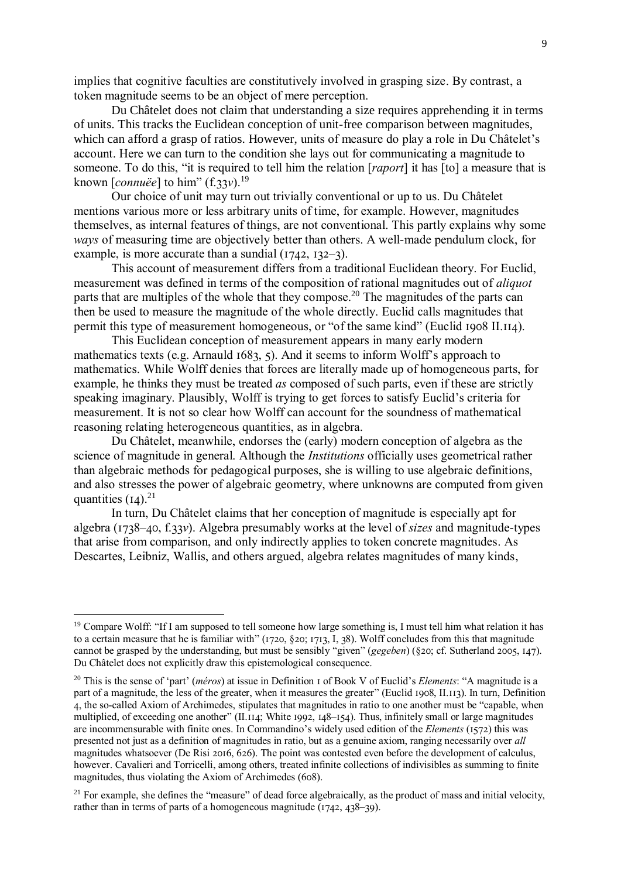implies that cognitive faculties are constitutively involved in grasping size. By contrast, a token magnitude seems to be an object of mere perception.

Du Châtelet does not claim that understanding a size requires apprehending it in terms of units. This tracks the Euclidean conception of unit-free comparison between magnitudes, which can afford a grasp of ratios. However, units of measure do play a role in Du Châtelet's account. Here we can turn to the condition she lays out for communicating a magnitude to someone. To do this, "it is required to tell him the relation [*raport*] it has [to] a measure that is known [*connuëe*] to him" (f.33*v*).[19]

Our choice of unit may turn out trivially conventional or up to us. Du Châtelet mentions various more or less arbitrary units of time, for example. However, magnitudes themselves, as internal features of things, are not conventional. This partly explains why some *ways* of measuring time are objectively better than others. A well-made pendulum clock, for example, is more accurate than a sundial (1742, 132–3).

This account of measurement differs from a traditional Euclidean theory. For Euclid, measurement was defined in terms of the composition of rational magnitudes out of *aliquot* parts that are multiples of the whole that they compose.[20] The magnitudes of the parts can then be used to measure the magnitude of the whole directly. Euclid calls magnitudes that permit this type of measurement homogeneous, or "of the same kind" (Euclid 1908 II.114).

This Euclidean conception of measurement appears in many early modern mathematics texts (e.g. Arnauld 1683, 5). And it seems to inform Wolff's approach to mathematics. While Wolff denies that forces are literally made up of homogeneous parts, for example, he thinks they must be treated *as* composed of such parts, even if these are strictly speaking imaginary. Plausibly, Wolff is trying to get forces to satisfy Euclid's criteria for measurement. It is not so clear how Wolff can account for the soundness of mathematical reasoning relating heterogeneous quantities, as in algebra.

Du Châtelet, meanwhile, endorses the (early) modern conception of algebra as the science of magnitude in general. Although the *Institutions* officially uses geometrical rather than algebraic methods for pedagogical purposes, she is willing to use algebraic definitions, and also stresses the power of algebraic geometry, where unknowns are computed from given quantities (14).[21]

In turn, Du Châtelet claims that her conception of magnitude is especially apt for algebra (1738–40, f.33*v*). Algebra presumably works at the level of *sizes* and magnitude-types that arise from comparison, and only indirectly applies to token concrete magnitudes. As Descartes, Leibniz, Wallis, and others argued, algebra relates magnitudes of many kinds,

---

[19] Compare Wolff: "If I am supposed to tell someone how large something is, I must tell him what relation it has to a certain measure that he is familiar with" (1720, §20; 1713, I, 38). Wolff concludes from this that magnitude cannot be grasped by the understanding, but must be sensibly "given" (*gegeben*) (§20; cf. Sutherland 2005, 147). Du Châtelet does not explicitly draw this epistemological consequence.

[20] This is the sense of 'part' (*méros*) at issue in Definition 1 of Book V of Euclid's *Elements*: "A magnitude is a part of a magnitude, the less of the greater, when it measures the greater" (Euclid 1908, II.113). In turn, Definition 4, the so-called Axiom of Archimedes, stipulates that magnitudes in ratio to one another must be "capable, when multiplied, of exceeding one another" (II.114; White 1992, 148–154). Thus, infinitely small or large magnitudes are incommensurable with finite ones. In Commandino's widely used edition of the *Elements* (1572) this was presented not just as a definition of magnitudes in ratio, but as a genuine axiom, ranging necessarily over *all* magnitudes whatsoever (De Risi 2016, 626). The point was contested even before the development of calculus, however. Cavalieri and Torricelli, among others, treated infinite collections of indivisibles as summing to finite magnitudes, thus violating the Axiom of Archimedes (608).

[21] For example, she defines the "measure" of dead force algebraically, as the product of mass and initial velocity, rather than in terms of parts of a homogeneous magnitude (1742, 438–39).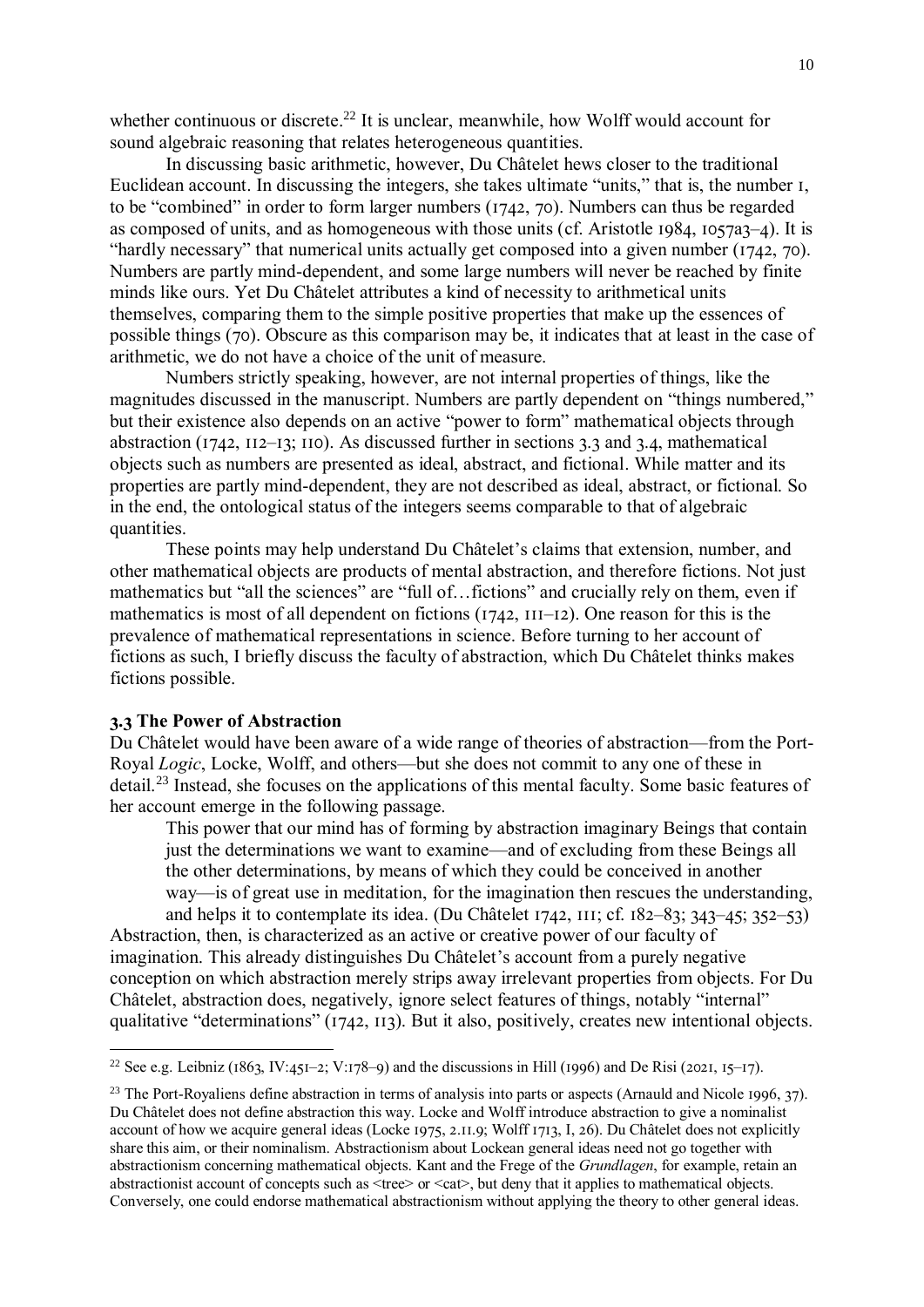whether continuous or discrete.[22] It is unclear, meanwhile, how Wolff would account for sound algebraic reasoning that relates heterogeneous quantities.

In discussing basic arithmetic, however, Du Châtelet hews closer to the traditional Euclidean account. In discussing the integers, she takes ultimate "units," that is, the number 1, to be "combined" in order to form larger numbers (1742, 70). Numbers can thus be regarded as composed of units, and as homogeneous with those units (cf. Aristotle 1984, 1057a3–4). It is "hardly necessary" that numerical units actually get composed into a given number (1742, 70). Numbers are partly mind-dependent, and some large numbers will never be reached by finite minds like ours. Yet Du Châtelet attributes a kind of necessity to arithmetical units themselves, comparing them to the simple positive properties that make up the essences of possible things (70). Obscure as this comparison may be, it indicates that at least in the case of arithmetic, we do not have a choice of the unit of measure.

Numbers strictly speaking, however, are not internal properties of things, like the magnitudes discussed in the manuscript. Numbers are partly dependent on "things numbered," but their existence also depends on an active "power to form" mathematical objects through abstraction (1742, 112–13; 110). As discussed further in sections 3.3 and 3.4, mathematical objects such as numbers are presented as ideal, abstract, and fictional. While matter and its properties are partly mind-dependent, they are not described as ideal, abstract, or fictional. So in the end, the ontological status of the integers seems comparable to that of algebraic quantities.

These points may help understand Du Châtelet's claims that extension, number, and other mathematical objects are products of mental abstraction, and therefore fictions. Not just mathematics but "all the sciences" are "full of…fictions" and crucially rely on them, even if mathematics is most of all dependent on fictions (1742, 111–12). One reason for this is the prevalence of mathematical representations in science. Before turning to her account of fictions as such, I briefly discuss the faculty of abstraction, which Du Châtelet thinks makes fictions possible.

### 3.3 The Power of Abstraction

Du Châtelet would have been aware of a wide range of theories of abstraction—from the Port-Royal *Logic*, Locke, Wolff, and others—but she does not commit to any one of these in detail.[23] Instead, she focuses on the applications of this mental faculty. Some basic features of her account emerge in the following passage.

> This power that our mind has of forming by abstraction imaginary Beings that contain just the determinations we want to examine—and of excluding from these Beings all the other determinations, by means of which they could be conceived in another way—is of great use in meditation, for the imagination then rescues the understanding, and helps it to contemplate its idea. (Du Châtelet 1742, 111; cf. 182–83; 343–45; 352–53)

Abstraction, then, is characterized as an active or creative power of our faculty of imagination. This already distinguishes Du Châtelet's account from a purely negative conception on which abstraction merely strips away irrelevant properties from objects. For Du Châtelet, abstraction does, negatively, ignore select features of things, notably "internal" qualitative "determinations" (1742, 113). But it also, positively, creates new intentional objects.

---

[22] See e.g. Leibniz (1863, IV:451–2; V:178–9) and the discussions in Hill (1996) and De Risi (2021, 15–17).

[23] The Port-Royaliens define abstraction in terms of analysis into parts or aspects (Arnauld and Nicole 1996, 37). Du Châtelet does not define abstraction this way. Locke and Wolff introduce abstraction to give a nominalist account of how we acquire general ideas (Locke 1975, 2.11.9; Wolff 1713, I, 26). Du Châtelet does not explicitly share this aim, or their nominalism. Abstractionism about Lockean general ideas need not go together with abstractionism concerning mathematical objects. Kant and the Frege of the *Grundlagen*, for example, retain an abstractionist account of concepts such as <tree> or <cat>, but deny that it applies to mathematical objects. Conversely, one could endorse mathematical abstractionism without applying the theory to other general ideas.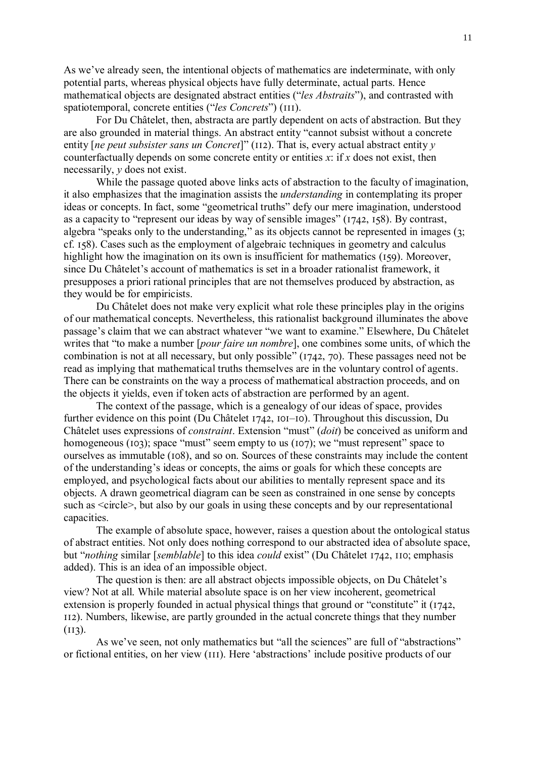As we've already seen, the intentional objects of mathematics are indeterminate, with only potential parts, whereas physical objects have fully determinate, actual parts. Hence mathematical objects are designated abstract entities ("*les Abstraits*"), and contrasted with spatiotemporal, concrete entities ("*les Concrets*") (111).

For Du Châtelet, then, abstracta are partly dependent on acts of abstraction. But they are also grounded in material things. An abstract entity "cannot subsist without a concrete entity [*ne peut subsister sans un Concret*]" (112). That is, every actual abstract entity *y* counterfactually depends on some concrete entity or entities *x*: if *x* does not exist, then necessarily, *y* does not exist.

While the passage quoted above links acts of abstraction to the faculty of imagination, it also emphasizes that the imagination assists the *understanding* in contemplating its proper ideas or concepts. In fact, some "geometrical truths" defy our mere imagination, understood as a capacity to "represent our ideas by way of sensible images" (1742, 158). By contrast, algebra "speaks only to the understanding," as its objects cannot be represented in images (3; cf. 158). Cases such as the employment of algebraic techniques in geometry and calculus highlight how the imagination on its own is insufficient for mathematics (159). Moreover, since Du Châtelet's account of mathematics is set in a broader rationalist framework, it presupposes a priori rational principles that are not themselves produced by abstraction, as they would be for empiricists.

Du Châtelet does not make very explicit what role these principles play in the origins of our mathematical concepts. Nevertheless, this rationalist background illuminates the above passage's claim that we can abstract whatever "we want to examine." Elsewhere, Du Châtelet writes that "to make a number [*pour faire un nombre*], one combines some units, of which the combination is not at all necessary, but only possible" (1742, 70). These passages need not be read as implying that mathematical truths themselves are in the voluntary control of agents. There can be constraints on the way a process of mathematical abstraction proceeds, and on the objects it yields, even if token acts of abstraction are performed by an agent.

The context of the passage, which is a genealogy of our ideas of space, provides further evidence on this point (Du Châtelet 1742, 101–10). Throughout this discussion, Du Châtelet uses expressions of *constraint*. Extension "must" (*doit*) be conceived as uniform and homogeneous (103); space "must" seem empty to us (107); we "must represent" space to ourselves as immutable (108), and so on. Sources of these constraints may include the content of the understanding's ideas or concepts, the aims or goals for which these concepts are employed, and psychological facts about our abilities to mentally represent space and its objects. A drawn geometrical diagram can be seen as constrained in one sense by concepts such as <circle>, but also by our goals in using these concepts and by our representational capacities.

The example of absolute space, however, raises a question about the ontological status of abstract entities. Not only does nothing correspond to our abstracted idea of absolute space, but "*nothing* similar [*semblable*] to this idea *could* exist" (Du Châtelet 1742, 110; emphasis added). This is an idea of an impossible object.

The question is then: are all abstract objects impossible objects, on Du Châtelet's view? Not at all. While material absolute space is on her view incoherent, geometrical extension is properly founded in actual physical things that ground or "constitute" it (1742, 112). Numbers, likewise, are partly grounded in the actual concrete things that they number (113).

As we've seen, not only mathematics but "all the sciences" are full of "abstractions" or fictional entities, on her view (111). Here 'abstractions' include positive products of our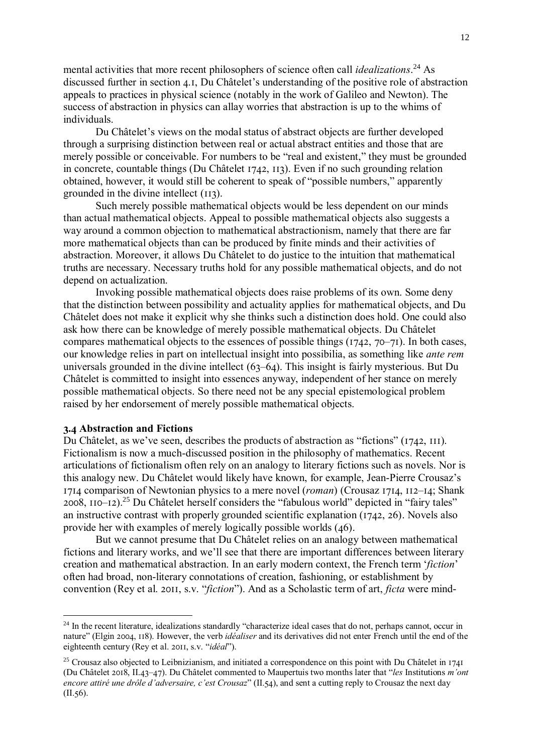mental activities that more recent philosophers of science often call *idealizations*.[24] As discussed further in section 4.1, Du Châtelet's understanding of the positive role of abstraction appeals to practices in physical science (notably in the work of Galileo and Newton). The success of abstraction in physics can allay worries that abstraction is up to the whims of individuals.

Du Châtelet's views on the modal status of abstract objects are further developed through a surprising distinction between real or actual abstract entities and those that are merely possible or conceivable. For numbers to be "real and existent," they must be grounded in concrete, countable things (Du Châtelet 1742, 113). Even if no such grounding relation obtained, however, it would still be coherent to speak of "possible numbers," apparently grounded in the divine intellect (113).

Such merely possible mathematical objects would be less dependent on our minds than actual mathematical objects. Appeal to possible mathematical objects also suggests a way around a common objection to mathematical abstractionism, namely that there are far more mathematical objects than can be produced by finite minds and their activities of abstraction. Moreover, it allows Du Châtelet to do justice to the intuition that mathematical truths are necessary. Necessary truths hold for any possible mathematical objects, and do not depend on actualization.

Invoking possible mathematical objects does raise problems of its own. Some deny that the distinction between possibility and actuality applies for mathematical objects, and Du Châtelet does not make it explicit why she thinks such a distinction does hold. One could also ask how there can be knowledge of merely possible mathematical objects. Du Châtelet compares mathematical objects to the essences of possible things (1742, 70–71). In both cases, our knowledge relies in part on intellectual insight into possibilia, as something like *ante rem* universals grounded in the divine intellect (63–64). This insight is fairly mysterious. But Du Châtelet is committed to insight into essences anyway, independent of her stance on merely possible mathematical objects. So there need not be any special epistemological problem raised by her endorsement of merely possible mathematical objects.

### 3.4 Abstraction and Fictions

Du Châtelet, as we've seen, describes the products of abstraction as "fictions" (1742, 111). Fictionalism is now a much-discussed position in the philosophy of mathematics. Recent articulations of fictionalism often rely on an analogy to literary fictions such as novels. Nor is this analogy new. Du Châtelet would likely have known, for example, Jean-Pierre Crousaz's 1714 comparison of Newtonian physics to a mere novel (*roman*) (Crousaz 1714, 112–14; Shank 2008, 110–12).[25] Du Châtelet herself considers the "fabulous world" depicted in "fairy tales" an instructive contrast with properly grounded scientific explanation (1742, 26). Novels also provide her with examples of merely logically possible worlds (46).

But we cannot presume that Du Châtelet relies on an analogy between mathematical fictions and literary works, and we'll see that there are important differences between literary creation and mathematical abstraction. In an early modern context, the French term '*fiction*' often had broad, non-literary connotations of creation, fashioning, or establishment by convention (Rey et al. 2011, s.v. "*fiction*"). And as a Scholastic term of art, *ficta* were mind-

---

[24] In the recent literature, idealizations standardly "characterize ideal cases that do not, perhaps cannot, occur in nature" (Elgin 2004, 118). However, the verb *idéaliser* and its derivatives did not enter French until the end of the eighteenth century (Rey et al. 2011, s.v. "*idéal*").

[25] Crousaz also objected to Leibnizianism, and initiated a correspondence on this point with Du Châtelet in 1741 (Du Châtelet 2018, II.43–47). Du Châtelet commented to Maupertuis two months later that "*les* Institutions *m'ont encore attiré une drôle d'adversaire, c'est Crousaz*" (II.54), and sent a cutting reply to Crousaz the next day (II.56).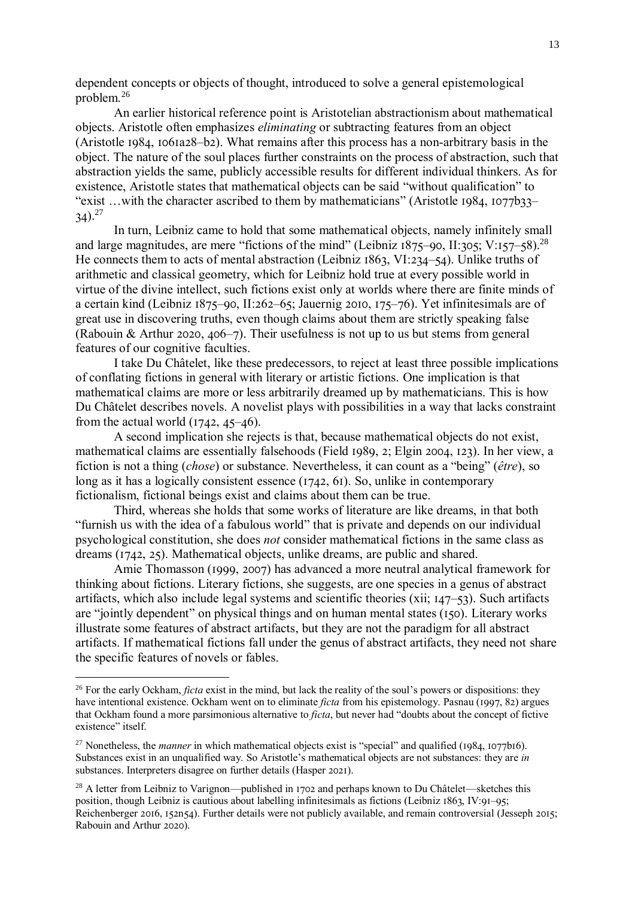dependent concepts or objects of thought, introduced to solve a general epistemological problem.[26]

An earlier historical reference point is Aristotelian abstractionism about mathematical objects. Aristotle often emphasizes *eliminating* or subtracting features from an object (Aristotle 1984, 1061a28–b2). What remains after this process has a non-arbitrary basis in the object. The nature of the soul places further constraints on the process of abstraction, such that abstraction yields the same, publicly accessible results for different individual thinkers. As for existence, Aristotle states that mathematical objects can be said "without qualification" to "exist …with the character ascribed to them by mathematicians" (Aristotle 1984, 1077b33–34).[27]

In turn, Leibniz came to hold that some mathematical objects, namely infinitely small and large magnitudes, are mere "fictions of the mind" (Leibniz 1875–90, II:305; V:157–58).[28] He connects them to acts of mental abstraction (Leibniz 1863, VI:234–54). Unlike truths of arithmetic and classical geometry, which for Leibniz hold true at every possible world in virtue of the divine intellect, such fictions exist only at worlds where there are finite minds of a certain kind (Leibniz 1875–90, II:262–65; Jauernig 2010, 175–76). Yet infinitesimals are of great use in discovering truths, even though claims about them are strictly speaking false (Rabouin & Arthur 2020, 406–7). Their usefulness is not up to us but stems from general features of our cognitive faculties.

I take Du Châtelet, like these predecessors, to reject at least three possible implications of conflating fictions in general with literary or artistic fictions. One implication is that mathematical claims are more or less arbitrarily dreamed up by mathematicians. This is how Du Châtelet describes novels. A novelist plays with possibilities in a way that lacks constraint from the actual world (1742, 45–46).

A second implication she rejects is that, because mathematical objects do not exist, mathematical claims are essentially falsehoods (Field 1989, 2; Elgin 2004, 123). In her view, a fiction is not a thing (*chose*) or substance. Nevertheless, it can count as a "being" (*être*), so long as it has a logically consistent essence (1742, 61). So, unlike in contemporary fictionalism, fictional beings exist and claims about them can be true.

Third, whereas she holds that some works of literature are like dreams, in that both "furnish us with the idea of a fabulous world" that is private and depends on our individual psychological constitution, she does *not* consider mathematical fictions in the same class as dreams (1742, 25). Mathematical objects, unlike dreams, are public and shared.

Amie Thomasson (1999, 2007) has advanced a more neutral analytical framework for thinking about fictions. Literary fictions, she suggests, are one species in a genus of abstract artifacts, which also include legal systems and scientific theories (xii; 147–53). Such artifacts are "jointly dependent" on physical things and on human mental states (150). Literary works illustrate some features of abstract artifacts, but they are not the paradigm for all abstract artifacts. If mathematical fictions fall under the genus of abstract artifacts, they need not share the specific features of novels or fables.

---

[26] For the early Ockham, *ficta* exist in the mind, but lack the reality of the soul's powers or dispositions: they have intentional existence. Ockham went on to eliminate *ficta* from his epistemology. Pasnau (1997, 82) argues that Ockham found a more parsimonious alternative to *ficta*, but never had "doubts about the concept of fictive existence" itself.

[27] Nonetheless, the *manner* in which mathematical objects exist is "special" and qualified (1984, 1077b16). Substances exist in an unqualified way. So Aristotle's mathematical objects are not substances: they are *in* substances. Interpreters disagree on further details (Hasper 2021).

[28] A letter from Leibniz to Varignon—published in 1702 and perhaps known to Du Châtelet—sketches this position, though Leibniz is cautious about labelling infinitesimals as fictions (Leibniz 1863, IV:91–95; Reichenberger 2016, 152n54). Further details were not publicly available, and remain controversial (Jesseph 2015; Rabouin and Arthur 2020).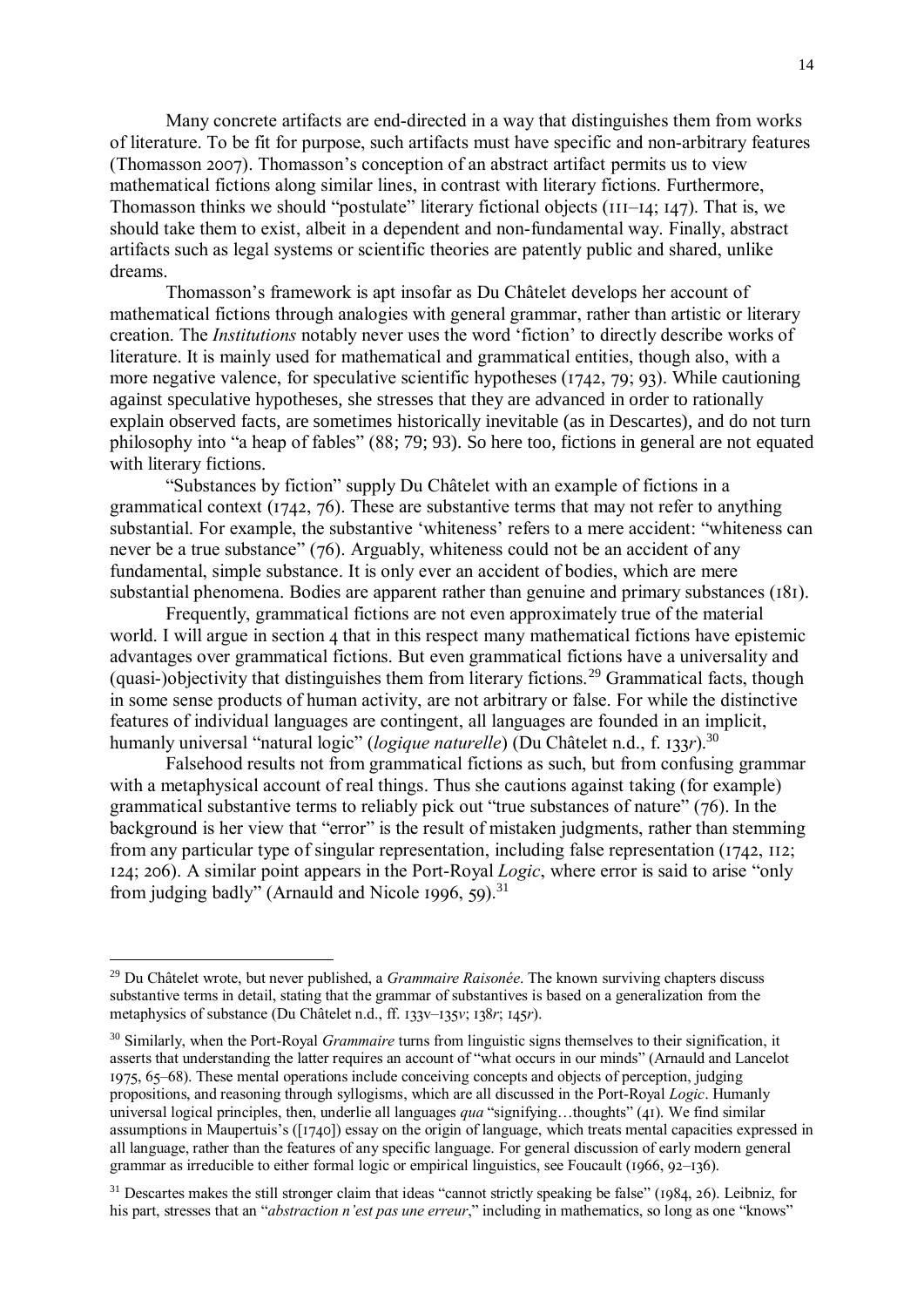Many concrete artifacts are end-directed in a way that distinguishes them from works of literature. To be fit for purpose, such artifacts must have specific and non-arbitrary features (Thomasson 2007). Thomasson's conception of an abstract artifact permits us to view mathematical fictions along similar lines, in contrast with literary fictions. Furthermore, Thomasson thinks we should "postulate" literary fictional objects (111–14; 147). That is, we should take them to exist, albeit in a dependent and non-fundamental way. Finally, abstract artifacts such as legal systems or scientific theories are patently public and shared, unlike dreams.

Thomasson's framework is apt insofar as Du Châtelet develops her account of mathematical fictions through analogies with general grammar, rather than artistic or literary creation. The *Institutions* notably never uses the word 'fiction' to directly describe works of literature. It is mainly used for mathematical and grammatical entities, though also, with a more negative valence, for speculative scientific hypotheses (1742, 79; 93). While cautioning against speculative hypotheses, she stresses that they are advanced in order to rationally explain observed facts, are sometimes historically inevitable (as in Descartes), and do not turn philosophy into "a heap of fables" (88; 79; 93). So here too, fictions in general are not equated with literary fictions.

"Substances by fiction" supply Du Châtelet with an example of fictions in a grammatical context (1742, 76). These are substantive terms that may not refer to anything substantial. For example, the substantive 'whiteness' refers to a mere accident: "whiteness can never be a true substance" (76). Arguably, whiteness could not be an accident of any fundamental, simple substance. It is only ever an accident of bodies, which are mere substantial phenomena. Bodies are apparent rather than genuine and primary substances (181).

Frequently, grammatical fictions are not even approximately true of the material world. I will argue in section 4 that in this respect many mathematical fictions have epistemic advantages over grammatical fictions. But even grammatical fictions have a universality and (quasi-)objectivity that distinguishes them from literary fictions.[29] Grammatical facts, though in some sense products of human activity, are not arbitrary or false. For while the distinctive features of individual languages are contingent, all languages are founded in an implicit, humanly universal "natural logic" (*logique naturelle*) (Du Châtelet n.d., f. 133*r*).[30]

Falsehood results not from grammatical fictions as such, but from confusing grammar with a metaphysical account of real things. Thus she cautions against taking (for example) grammatical substantive terms to reliably pick out "true substances of nature" (76). In the background is her view that "error" is the result of mistaken judgments, rather than stemming from any particular type of singular representation, including false representation (1742, 112; 124; 206). A similar point appears in the Port-Royal *Logic*, where error is said to arise "only from judging badly" (Arnauld and Nicole 1996, 59).[31]

---

[29] Du Châtelet wrote, but never published, a *Grammaire Raisonée*. The known surviving chapters discuss substantive terms in detail, stating that the grammar of substantives is based on a generalization from the metaphysics of substance (Du Châtelet n.d., ff. 133v–135*v*; 138*r*; 145*r*).

[30] Similarly, when the Port-Royal *Grammaire* turns from linguistic signs themselves to their signification, it asserts that understanding the latter requires an account of "what occurs in our minds" (Arnauld and Lancelot 1975, 65–68). These mental operations include conceiving concepts and objects of perception, judging propositions, and reasoning through syllogisms, which are all discussed in the Port-Royal *Logic*. Humanly universal logical principles, then, underlie all languages *qua* "signifying…thoughts" (41). We find similar assumptions in Maupertuis's ([1740]) essay on the origin of language, which treats mental capacities expressed in all language, rather than the features of any specific language. For general discussion of early modern general grammar as irreducible to either formal logic or empirical linguistics, see Foucault (1966, 92–136).

[31] Descartes makes the still stronger claim that ideas "cannot strictly speaking be false" (1984, 26). Leibniz, for his part, stresses that an "*abstraction n'est pas une erreur*," including in mathematics, so long as one "knows"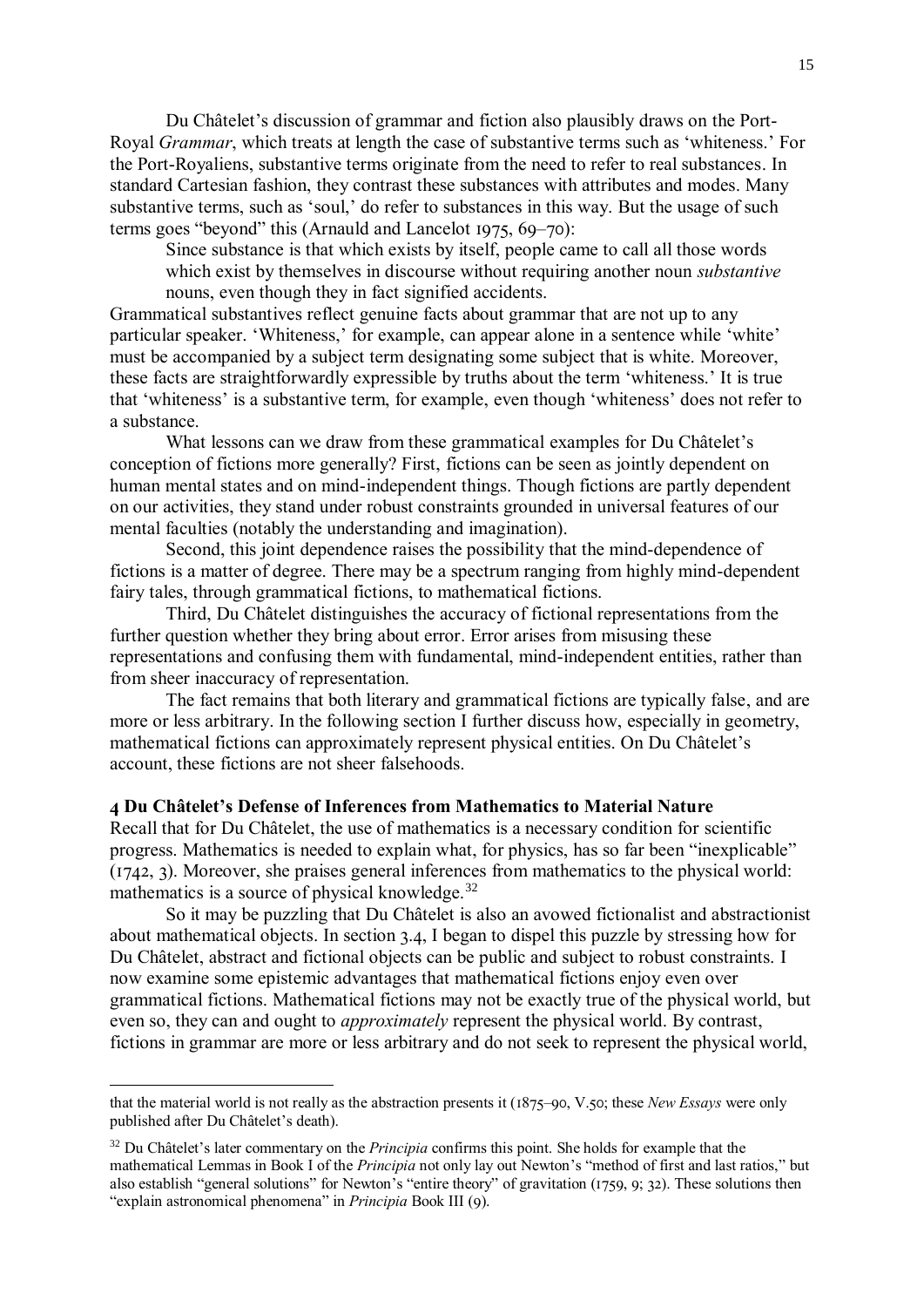Du Châtelet's discussion of grammar and fiction also plausibly draws on the Port-Royal *Grammar*, which treats at length the case of substantive terms such as 'whiteness.' For the Port-Royaliens, substantive terms originate from the need to refer to real substances. In standard Cartesian fashion, they contrast these substances with attributes and modes. Many substantive terms, such as 'soul,' do refer to substances in this way. But the usage of such terms goes "beyond" this (Arnauld and Lancelot 1975, 69–70):

> Since substance is that which exists by itself, people came to call all those words which exist by themselves in discourse without requiring another noun *substantive* nouns, even though they in fact signified accidents.

Grammatical substantives reflect genuine facts about grammar that are not up to any particular speaker. 'Whiteness,' for example, can appear alone in a sentence while 'white' must be accompanied by a subject term designating some subject that is white. Moreover, these facts are straightforwardly expressible by truths about the term 'whiteness.' It is true that 'whiteness' is a substantive term, for example, even though 'whiteness' does not refer to a substance.

What lessons can we draw from these grammatical examples for Du Châtelet's conception of fictions more generally? First, fictions can be seen as jointly dependent on human mental states and on mind-independent things. Though fictions are partly dependent on our activities, they stand under robust constraints grounded in universal features of our mental faculties (notably the understanding and imagination).

Second, this joint dependence raises the possibility that the mind-dependence of fictions is a matter of degree. There may be a spectrum ranging from highly mind-dependent fairy tales, through grammatical fictions, to mathematical fictions.

Third, Du Châtelet distinguishes the accuracy of fictional representations from the further question whether they bring about error. Error arises from misusing these representations and confusing them with fundamental, mind-independent entities, rather than from sheer inaccuracy of representation.

The fact remains that both literary and grammatical fictions are typically false, and are more or less arbitrary. In the following section I further discuss how, especially in geometry, mathematical fictions can approximately represent physical entities. On Du Châtelet's account, these fictions are not sheer falsehoods.

## 4 Du Châtelet's Defense of Inferences from Mathematics to Material Nature

Recall that for Du Châtelet, the use of mathematics is a necessary condition for scientific progress. Mathematics is needed to explain what, for physics, has so far been "inexplicable" (1742, 3). Moreover, she praises general inferences from mathematics to the physical world: mathematics is a source of physical knowledge.[32]

So it may be puzzling that Du Châtelet is also an avowed fictionalist and abstractionist about mathematical objects. In section 3.4, I began to dispel this puzzle by stressing how for Du Châtelet, abstract and fictional objects can be public and subject to robust constraints. I now examine some epistemic advantages that mathematical fictions enjoy even over grammatical fictions. Mathematical fictions may not be exactly true of the physical world, but even so, they can and ought to *approximately* represent the physical world. By contrast, fictions in grammar are more or less arbitrary and do not seek to represent the physical world,

---

that the material world is not really as the abstraction presents it (1875–90, V.50; these *New Essays* were only published after Du Châtelet's death).

[32] Du Châtelet's later commentary on the *Principia* confirms this point. She holds for example that the mathematical Lemmas in Book I of the *Principia* not only lay out Newton's "method of first and last ratios," but also establish "general solutions" for Newton's "entire theory" of gravitation (1759, 9; 32). These solutions then "explain astronomical phenomena" in *Principia* Book III (9).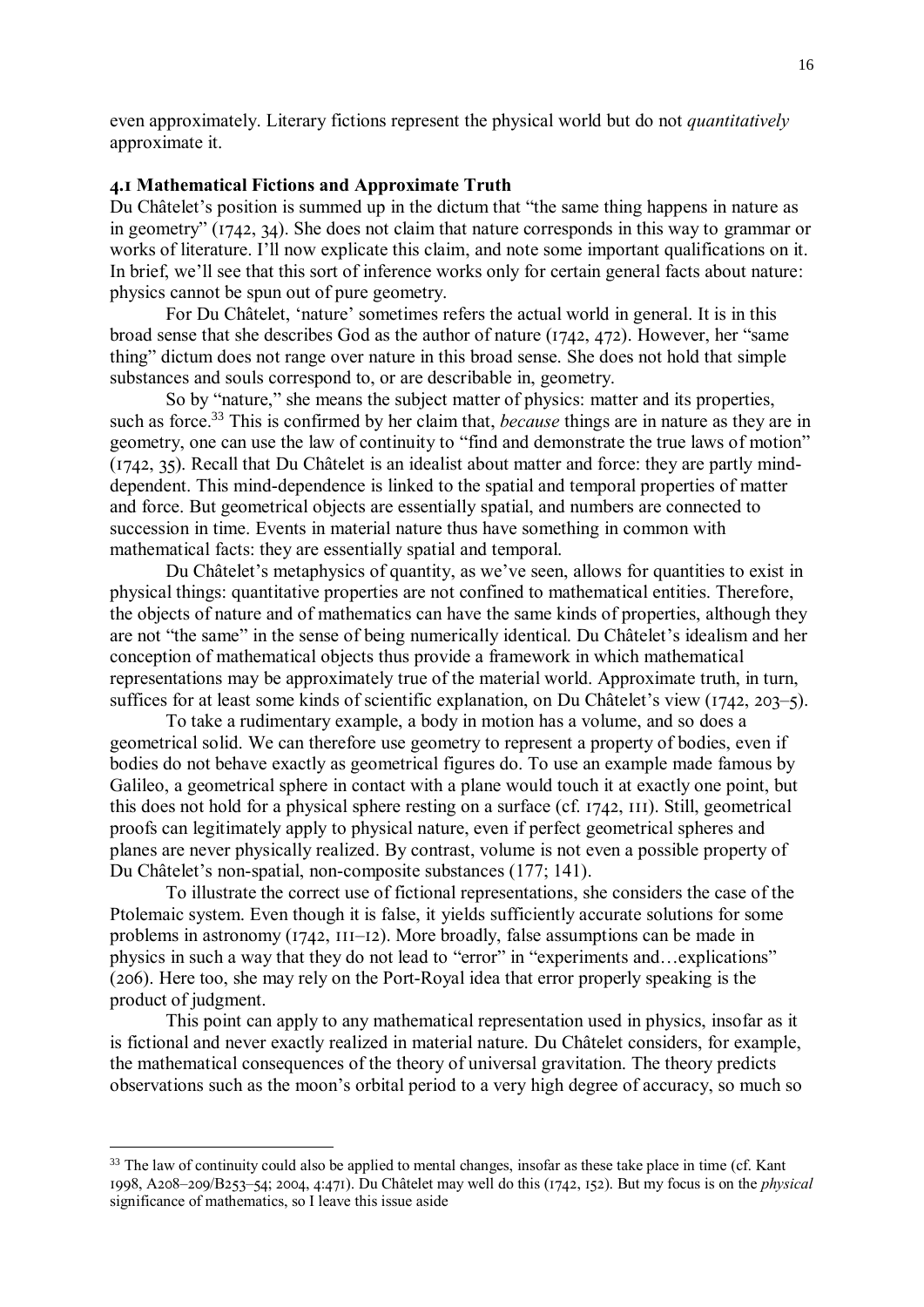even approximately. Literary fictions represent the physical world but do not *quantitatively* approximate it.

### 4.1 Mathematical Fictions and Approximate Truth

Du Châtelet's position is summed up in the dictum that "the same thing happens in nature as in geometry" (1742, 34). She does not claim that nature corresponds in this way to grammar or works of literature. I'll now explicate this claim, and note some important qualifications on it. In brief, we'll see that this sort of inference works only for certain general facts about nature: physics cannot be spun out of pure geometry.

For Du Châtelet, 'nature' sometimes refers the actual world in general. It is in this broad sense that she describes God as the author of nature (1742, 472). However, her "same thing" dictum does not range over nature in this broad sense. She does not hold that simple substances and souls correspond to, or are describable in, geometry.

So by "nature," she means the subject matter of physics: matter and its properties, such as force.[33] This is confirmed by her claim that, *because* things are in nature as they are in geometry, one can use the law of continuity to "find and demonstrate the true laws of motion" (1742, 35). Recall that Du Châtelet is an idealist about matter and force: they are partly mind-dependent. This mind-dependence is linked to the spatial and temporal properties of matter and force. But geometrical objects are essentially spatial, and numbers are connected to succession in time. Events in material nature thus have something in common with mathematical facts: they are essentially spatial and temporal.

Du Châtelet's metaphysics of quantity, as we've seen, allows for quantities to exist in physical things: quantitative properties are not confined to mathematical entities. Therefore, the objects of nature and of mathematics can have the same kinds of properties, although they are not "the same" in the sense of being numerically identical. Du Châtelet's idealism and her conception of mathematical objects thus provide a framework in which mathematical representations may be approximately true of the material world. Approximate truth, in turn, suffices for at least some kinds of scientific explanation, on Du Châtelet's view (1742, 203–5).

To take a rudimentary example, a body in motion has a volume, and so does a geometrical solid. We can therefore use geometry to represent a property of bodies, even if bodies do not behave exactly as geometrical figures do. To use an example made famous by Galileo, a geometrical sphere in contact with a plane would touch it at exactly one point, but this does not hold for a physical sphere resting on a surface (cf. 1742, 111). Still, geometrical proofs can legitimately apply to physical nature, even if perfect geometrical spheres and planes are never physically realized. By contrast, volume is not even a possible property of Du Châtelet's non-spatial, non-composite substances (177; 141).

To illustrate the correct use of fictional representations, she considers the case of the Ptolemaic system. Even though it is false, it yields sufficiently accurate solutions for some problems in astronomy (1742, 111–12). More broadly, false assumptions can be made in physics in such a way that they do not lead to "error" in "experiments and…explications" (206). Here too, she may rely on the Port-Royal idea that error properly speaking is the product of judgment.

This point can apply to any mathematical representation used in physics, insofar as it is fictional and never exactly realized in material nature. Du Châtelet considers, for example, the mathematical consequences of the theory of universal gravitation. The theory predicts observations such as the moon's orbital period to a very high degree of accuracy, so much so

[33] The law of continuity could also be applied to mental changes, insofar as these take place in time (cf. Kant 1998, A208–209/B253–54; 2004, 4:471). Du Châtelet may well do this (1742, 152). But my focus is on the *physical* significance of mathematics, so I leave this issue aside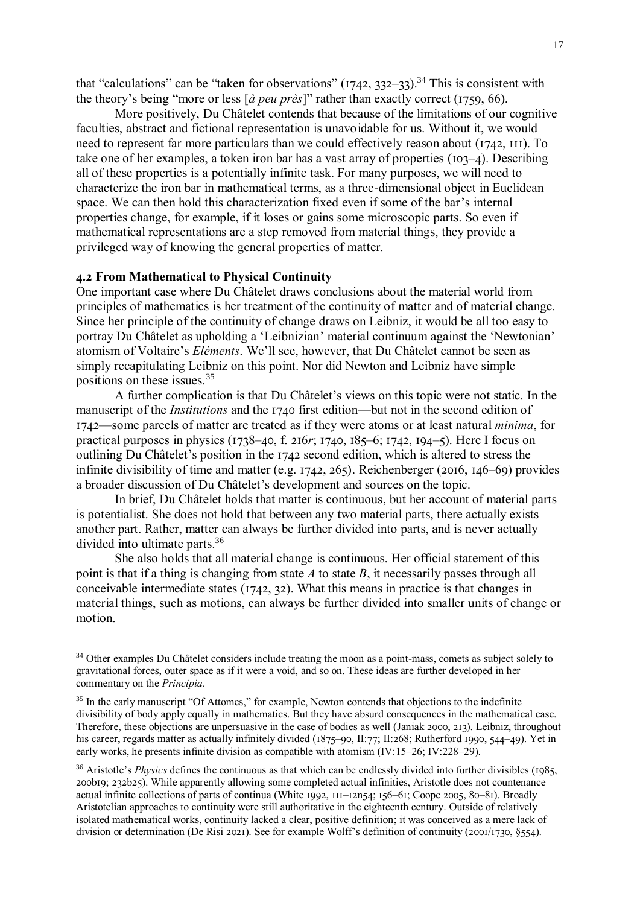that "calculations" can be "taken for observations" (1742, 332–33).[34] This is consistent with the theory's being "more or less [*à peu près*]" rather than exactly correct (1759, 66).

More positively, Du Châtelet contends that because of the limitations of our cognitive faculties, abstract and fictional representation is unavoidable for us. Without it, we would need to represent far more particulars than we could effectively reason about (1742, 111). To take one of her examples, a token iron bar has a vast array of properties (103–4). Describing all of these properties is a potentially infinite task. For many purposes, we will need to characterize the iron bar in mathematical terms, as a three-dimensional object in Euclidean space. We can then hold this characterization fixed even if some of the bar's internal properties change, for example, if it loses or gains some microscopic parts. So even if mathematical representations are a step removed from material things, they provide a privileged way of knowing the general properties of matter.

### 4.2 From Mathematical to Physical Continuity

One important case where Du Châtelet draws conclusions about the material world from principles of mathematics is her treatment of the continuity of matter and of material change. Since her principle of the continuity of change draws on Leibniz, it would be all too easy to portray Du Châtelet as upholding a 'Leibnizian' material continuum against the 'Newtonian' atomism of Voltaire's *Eléments*. We'll see, however, that Du Châtelet cannot be seen as simply recapitulating Leibniz on this point. Nor did Newton and Leibniz have simple positions on these issues.[35]

A further complication is that Du Châtelet's views on this topic were not static. In the manuscript of the *Institutions* and the 1740 first edition—but not in the second edition of 1742—some parcels of matter are treated as if they were atoms or at least natural *minima*, for practical purposes in physics (1738–40, f. 216*r*; 1740, 185–6; 1742, 194–5). Here I focus on outlining Du Châtelet's position in the 1742 second edition, which is altered to stress the infinite divisibility of time and matter (e.g. 1742, 265). Reichenberger (2016, 146–69) provides a broader discussion of Du Châtelet's development and sources on the topic.

In brief, Du Châtelet holds that matter is continuous, but her account of material parts is potentialist. She does not hold that between any two material parts, there actually exists another part. Rather, matter can always be further divided into parts, and is never actually divided into ultimate parts.[36]

She also holds that all material change is continuous. Her official statement of this point is that if a thing is changing from state *A* to state *B*, it necessarily passes through all conceivable intermediate states (1742, 32). What this means in practice is that changes in material things, such as motions, can always be further divided into smaller units of change or motion.

---

[34] Other examples Du Châtelet considers include treating the moon as a point-mass, comets as subject solely to gravitational forces, outer space as if it were a void, and so on. These ideas are further developed in her commentary on the *Principia*.

[35] In the early manuscript "Of Attomes," for example, Newton contends that objections to the indefinite divisibility of body apply equally in mathematics. But they have absurd consequences in the mathematical case. Therefore, these objections are unpersuasive in the case of bodies as well (Janiak 2000, 213). Leibniz, throughout his career, regards matter as actually infinitely divided (1875–90, II:77; II:268; Rutherford 1990, 544–49). Yet in early works, he presents infinite division as compatible with atomism (IV:15–26; IV:228–29).

[36] Aristotle's *Physics* defines the continuous as that which can be endlessly divided into further divisibles (1985, 200b19; 232b25). While apparently allowing some completed actual infinities, Aristotle does not countenance actual infinite collections of parts of continua (White 1992, 111–12n54; 156–61; Coope 2005, 80–81). Broadly Aristotelian approaches to continuity were still authoritative in the eighteenth century. Outside of relatively isolated mathematical works, continuity lacked a clear, positive definition; it was conceived as a mere lack of division or determination (De Risi 2021). See for example Wolff's definition of continuity (2001/1730, §554).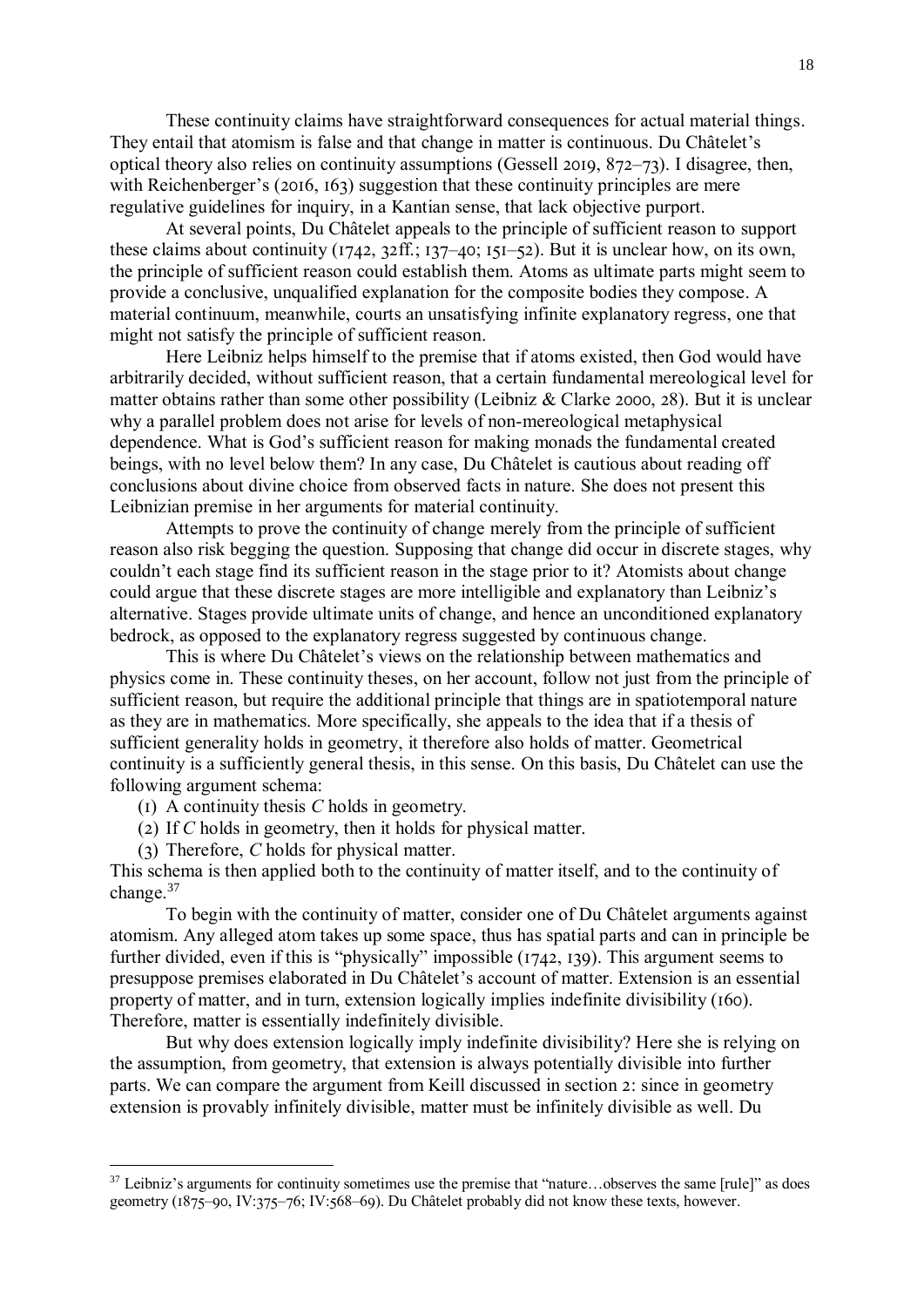These continuity claims have straightforward consequences for actual material things. They entail that atomism is false and that change in matter is continuous. Du Châtelet's optical theory also relies on continuity assumptions (Gessell 2019, 872–73). I disagree, then, with Reichenberger's (2016, 163) suggestion that these continuity principles are mere regulative guidelines for inquiry, in a Kantian sense, that lack objective purport.

At several points, Du Châtelet appeals to the principle of sufficient reason to support these claims about continuity (1742, 32ff.; 137–40; 151–52). But it is unclear how, on its own, the principle of sufficient reason could establish them. Atoms as ultimate parts might seem to provide a conclusive, unqualified explanation for the composite bodies they compose. A material continuum, meanwhile, courts an unsatisfying infinite explanatory regress, one that might not satisfy the principle of sufficient reason.

Here Leibniz helps himself to the premise that if atoms existed, then God would have arbitrarily decided, without sufficient reason, that a certain fundamental mereological level for matter obtains rather than some other possibility (Leibniz & Clarke 2000, 28). But it is unclear why a parallel problem does not arise for levels of non-mereological metaphysical dependence. What is God's sufficient reason for making monads the fundamental created beings, with no level below them? In any case, Du Châtelet is cautious about reading off conclusions about divine choice from observed facts in nature. She does not present this Leibnizian premise in her arguments for material continuity.

Attempts to prove the continuity of change merely from the principle of sufficient reason also risk begging the question. Supposing that change did occur in discrete stages, why couldn't each stage find its sufficient reason in the stage prior to it? Atomists about change could argue that these discrete stages are more intelligible and explanatory than Leibniz's alternative. Stages provide ultimate units of change, and hence an unconditioned explanatory bedrock, as opposed to the explanatory regress suggested by continuous change.

This is where Du Châtelet's views on the relationship between mathematics and physics come in. These continuity theses, on her account, follow not just from the principle of sufficient reason, but require the additional principle that things are in spatiotemporal nature as they are in mathematics. More specifically, she appeals to the idea that if a thesis of sufficient generality holds in geometry, it therefore also holds of matter. Geometrical continuity is a sufficiently general thesis, in this sense. On this basis, Du Châtelet can use the following argument schema:

(1) A continuity thesis *C* holds in geometry.
(2) If *C* holds in geometry, then it holds for physical matter.
(3) Therefore, *C* holds for physical matter.

This schema is then applied both to the continuity of matter itself, and to the continuity of change.[37]

To begin with the continuity of matter, consider one of Du Châtelet arguments against atomism. Any alleged atom takes up some space, thus has spatial parts and can in principle be further divided, even if this is "physically" impossible (1742, 139). This argument seems to presuppose premises elaborated in Du Châtelet's account of matter. Extension is an essential property of matter, and in turn, extension logically implies indefinite divisibility (160). Therefore, matter is essentially indefinitely divisible.

But why does extension logically imply indefinite divisibility? Here she is relying on the assumption, from geometry, that extension is always potentially divisible into further parts. We can compare the argument from Keill discussed in section 2: since in geometry extension is provably infinitely divisible, matter must be infinitely divisible as well. Du

[37] Leibniz's arguments for continuity sometimes use the premise that "nature…observes the same [rule]" as does geometry (1875–90, IV:375–76; IV:568–69). Du Châtelet probably did not know these texts, however.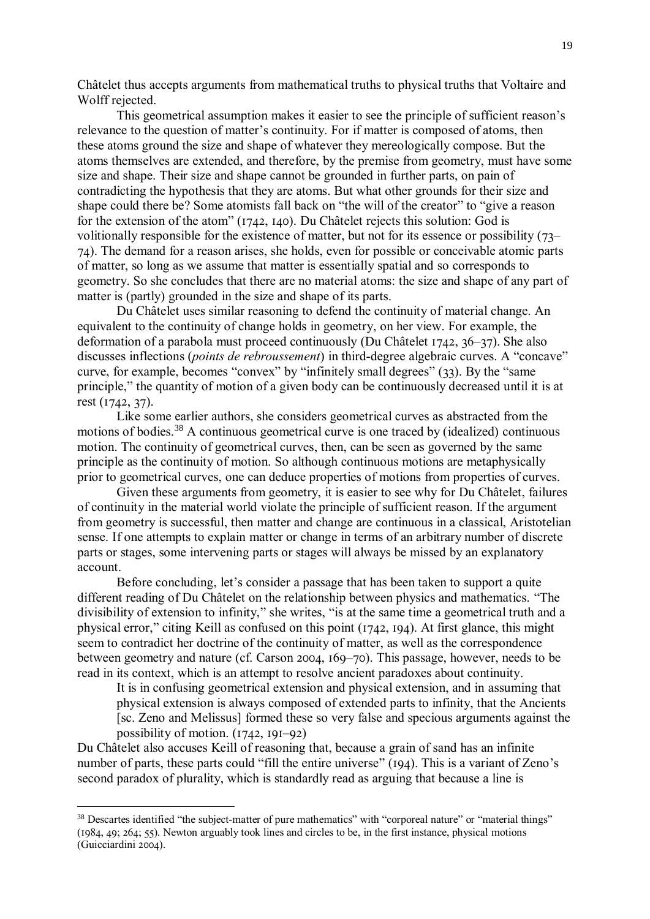Châtelet thus accepts arguments from mathematical truths to physical truths that Voltaire and Wolff rejected.

This geometrical assumption makes it easier to see the principle of sufficient reason's relevance to the question of matter's continuity. For if matter is composed of atoms, then these atoms ground the size and shape of whatever they mereologically compose. But the atoms themselves are extended, and therefore, by the premise from geometry, must have some size and shape. Their size and shape cannot be grounded in further parts, on pain of contradicting the hypothesis that they are atoms. But what other grounds for their size and shape could there be? Some atomists fall back on "the will of the creator" to "give a reason for the extension of the atom" (1742, 140). Du Châtelet rejects this solution: God is volitionally responsible for the existence of matter, but not for its essence or possibility (73–74). The demand for a reason arises, she holds, even for possible or conceivable atomic parts of matter, so long as we assume that matter is essentially spatial and so corresponds to geometry. So she concludes that there are no material atoms: the size and shape of any part of matter is (partly) grounded in the size and shape of its parts.

Du Châtelet uses similar reasoning to defend the continuity of material change. An equivalent to the continuity of change holds in geometry, on her view. For example, the deformation of a parabola must proceed continuously (Du Châtelet 1742, 36–37). She also discusses inflections (*points de rebroussement*) in third-degree algebraic curves. A "concave" curve, for example, becomes "convex" by "infinitely small degrees" (33). By the "same principle," the quantity of motion of a given body can be continuously decreased until it is at rest (1742, 37).

Like some earlier authors, she considers geometrical curves as abstracted from the motions of bodies.[38] A continuous geometrical curve is one traced by (idealized) continuous motion. The continuity of geometrical curves, then, can be seen as governed by the same principle as the continuity of motion. So although continuous motions are metaphysically prior to geometrical curves, one can deduce properties of motions from properties of curves.

Given these arguments from geometry, it is easier to see why for Du Châtelet, failures of continuity in the material world violate the principle of sufficient reason. If the argument from geometry is successful, then matter and change are continuous in a classical, Aristotelian sense. If one attempts to explain matter or change in terms of an arbitrary number of discrete parts or stages, some intervening parts or stages will always be missed by an explanatory account.

Before concluding, let's consider a passage that has been taken to support a quite different reading of Du Châtelet on the relationship between physics and mathematics. "The divisibility of extension to infinity," she writes, "is at the same time a geometrical truth and a physical error," citing Keill as confused on this point (1742, 194). At first glance, this might seem to contradict her doctrine of the continuity of matter, as well as the correspondence between geometry and nature (cf. Carson 2004, 169–70). This passage, however, needs to be read in its context, which is an attempt to resolve ancient paradoxes about continuity.

> It is in confusing geometrical extension and physical extension, and in assuming that physical extension is always composed of extended parts to infinity, that the Ancients [sc. Zeno and Melissus] formed these so very false and specious arguments against the possibility of motion. (1742, 191–92)

Du Châtelet also accuses Keill of reasoning that, because a grain of sand has an infinite number of parts, these parts could "fill the entire universe" (194). This is a variant of Zeno's second paradox of plurality, which is standardly read as arguing that because a line is

---

[38] Descartes identified "the subject-matter of pure mathematics" with "corporeal nature" or "material things" (1984, 49; 264; 55). Newton arguably took lines and circles to be, in the first instance, physical motions (Guicciardini 2004).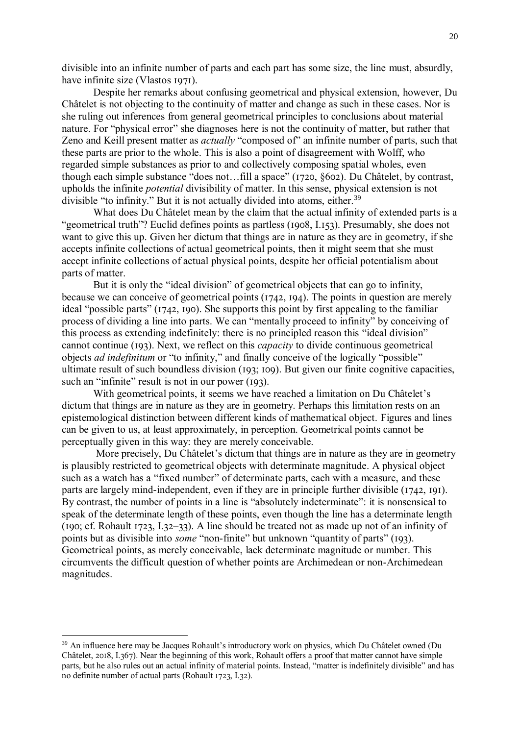divisible into an infinite number of parts and each part has some size, the line must, absurdly, have infinite size (Vlastos 1971).

Despite her remarks about confusing geometrical and physical extension, however, Du Châtelet is not objecting to the continuity of matter and change as such in these cases. Nor is she ruling out inferences from general geometrical principles to conclusions about material nature. For "physical error" she diagnoses here is not the continuity of matter, but rather that Zeno and Keill present matter as *actually* "composed of" an infinite number of parts, such that these parts are prior to the whole. This is also a point of disagreement with Wolff, who regarded simple substances as prior to and collectively composing spatial wholes, even though each simple substance "does not…fill a space" (1720, §602). Du Châtelet, by contrast, upholds the infinite *potential* divisibility of matter. In this sense, physical extension is not divisible "to infinity." But it is not actually divided into atoms, either.[39]

What does Du Châtelet mean by the claim that the actual infinity of extended parts is a "geometrical truth"? Euclid defines points as partless (1908, I.153). Presumably, she does not want to give this up. Given her dictum that things are in nature as they are in geometry, if she accepts infinite collections of actual geometrical points, then it might seem that she must accept infinite collections of actual physical points, despite her official potentialism about parts of matter.

But it is only the "ideal division" of geometrical objects that can go to infinity, because we can conceive of geometrical points (1742, 194). The points in question are merely ideal "possible parts" (1742, 190). She supports this point by first appealing to the familiar process of dividing a line into parts. We can "mentally proceed to infinity" by conceiving of this process as extending indefinitely: there is no principled reason this "ideal division" cannot continue (193). Next, we reflect on this *capacity* to divide continuous geometrical objects *ad indefinitum* or "to infinity," and finally conceive of the logically "possible" ultimate result of such boundless division (193; 109). But given our finite cognitive capacities, such an "infinite" result is not in our power (193).

With geometrical points, it seems we have reached a limitation on Du Châtelet's dictum that things are in nature as they are in geometry. Perhaps this limitation rests on an epistemological distinction between different kinds of mathematical object. Figures and lines can be given to us, at least approximately, in perception. Geometrical points cannot be perceptually given in this way: they are merely conceivable.

More precisely, Du Châtelet's dictum that things are in nature as they are in geometry is plausibly restricted to geometrical objects with determinate magnitude. A physical object such as a watch has a "fixed number" of determinate parts, each with a measure, and these parts are largely mind-independent, even if they are in principle further divisible (1742, 191). By contrast, the number of points in a line is "absolutely indeterminate": it is nonsensical to speak of the determinate length of these points, even though the line has a determinate length (190; cf. Rohault 1723, I.32–33). A line should be treated not as made up not of an infinity of points but as divisible into *some* "non-finite" but unknown "quantity of parts" (193). Geometrical points, as merely conceivable, lack determinate magnitude or number. This circumvents the difficult question of whether points are Archimedean or non-Archimedean magnitudes.

[39] An influence here may be Jacques Rohault's introductory work on physics, which Du Châtelet owned (Du Châtelet, 2018, I.367). Near the beginning of this work, Rohault offers a proof that matter cannot have simple parts, but he also rules out an actual infinity of material points. Instead, "matter is indefinitely divisible" and has no definite number of actual parts (Rohault 1723, I.32).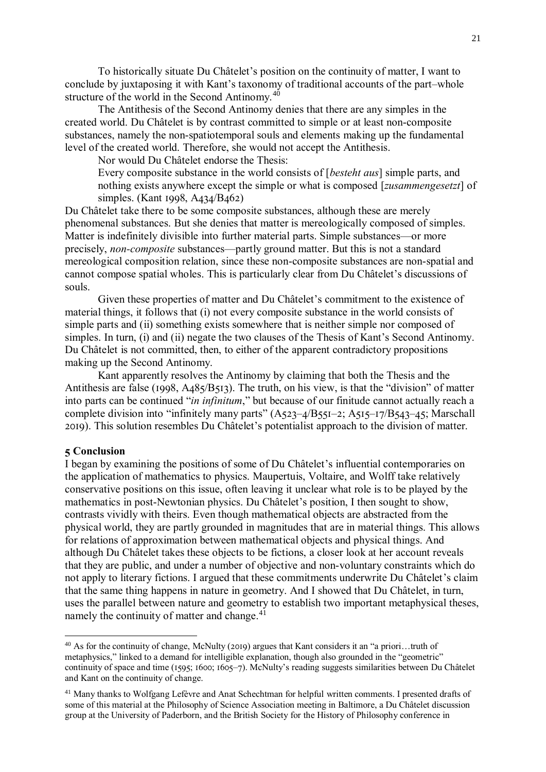To historically situate Du Châtelet's position on the continuity of matter, I want to conclude by juxtaposing it with Kant's taxonomy of traditional accounts of the part–whole structure of the world in the Second Antinomy.[40]

The Antithesis of the Second Antinomy denies that there are any simples in the created world. Du Châtelet is by contrast committed to simple or at least non-composite substances, namely the non-spatiotemporal souls and elements making up the fundamental level of the created world. Therefore, she would not accept the Antithesis.

Nor would Du Châtelet endorse the Thesis:

> Every composite substance in the world consists of [*besteht aus*] simple parts, and nothing exists anywhere except the simple or what is composed [*zusammengesetzt*] of simples. (Kant 1998, A434/B462)

Du Châtelet take there to be some composite substances, although these are merely phenomenal substances. But she denies that matter is mereologically composed of simples. Matter is indefinitely divisible into further material parts. Simple substances—or more precisely, *non-composite* substances—partly ground matter. But this is not a standard mereological composition relation, since these non-composite substances are non-spatial and cannot compose spatial wholes. This is particularly clear from Du Châtelet's discussions of souls.

Given these properties of matter and Du Châtelet's commitment to the existence of material things, it follows that (i) not every composite substance in the world consists of simple parts and (ii) something exists somewhere that is neither simple nor composed of simples. In turn, (i) and (ii) negate the two clauses of the Thesis of Kant's Second Antinomy. Du Châtelet is not committed, then, to either of the apparent contradictory propositions making up the Second Antinomy.

Kant apparently resolves the Antinomy by claiming that both the Thesis and the Antithesis are false (1998, A485/B513). The truth, on his view, is that the "division" of matter into parts can be continued "*in infinitum*," but because of our finitude cannot actually reach a complete division into "infinitely many parts" (A523–4/B551–2; A515–17/B543–45; Marschall 2019). This solution resembles Du Châtelet's potentialist approach to the division of matter.

## 5 Conclusion

I began by examining the positions of some of Du Châtelet's influential contemporaries on the application of mathematics to physics. Maupertuis, Voltaire, and Wolff take relatively conservative positions on this issue, often leaving it unclear what role is to be played by the mathematics in post-Newtonian physics. Du Châtelet's position, I then sought to show, contrasts vividly with theirs. Even though mathematical objects are abstracted from the physical world, they are partly grounded in magnitudes that are in material things. This allows for relations of approximation between mathematical objects and physical things. And although Du Châtelet takes these objects to be fictions, a closer look at her account reveals that they are public, and under a number of objective and non-voluntary constraints which do not apply to literary fictions. I argued that these commitments underwrite Du Châtelet's claim that the same thing happens in nature in geometry. And I showed that Du Châtelet, in turn, uses the parallel between nature and geometry to establish two important metaphysical theses, namely the continuity of matter and change.[41]

---

[40] As for the continuity of change, McNulty (2019) argues that Kant considers it an "a priori…truth of metaphysics," linked to a demand for intelligible explanation, though also grounded in the "geometric" continuity of space and time (1595; 1600; 1605–7). McNulty's reading suggests similarities between Du Châtelet and Kant on the continuity of change.

[41] Many thanks to Wolfgang Lefèvre and Anat Schechtman for helpful written comments. I presented drafts of some of this material at the Philosophy of Science Association meeting in Baltimore, a Du Châtelet discussion group at the University of Paderborn, and the British Society for the History of Philosophy conference in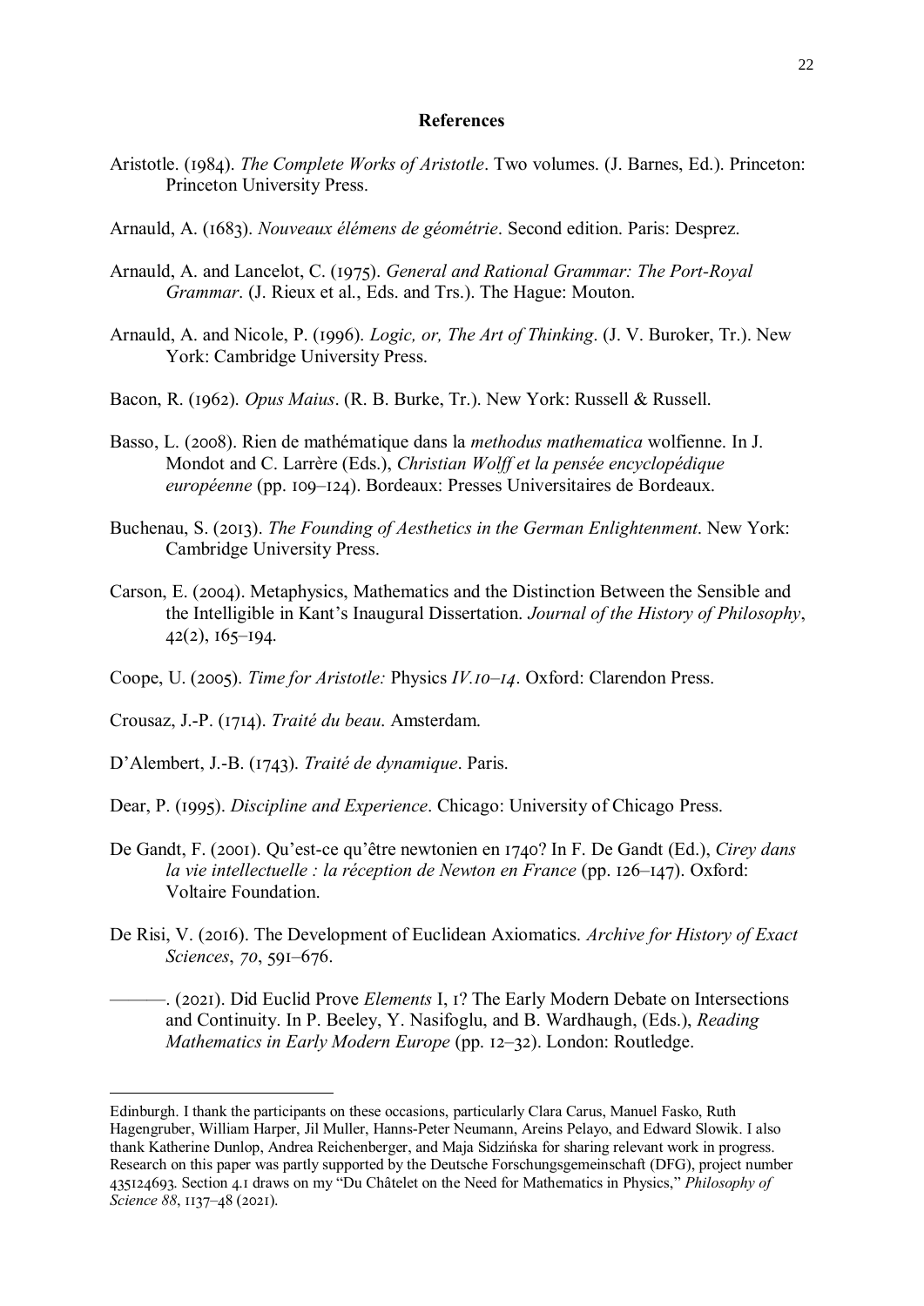## References

Aristotle. (1984). *The Complete Works of Aristotle*. Two volumes. (J. Barnes, Ed.). Princeton: Princeton University Press.

Arnauld, A. (1683). *Nouveaux élémens de géométrie*. Second edition. Paris: Desprez.

Arnauld, A. and Lancelot, C. (1975). *General and Rational Grammar: The Port-Royal Grammar*. (J. Rieux et al., Eds. and Trs.). The Hague: Mouton.

Arnauld, A. and Nicole, P. (1996). *Logic, or, The Art of Thinking*. (J. V. Buroker, Tr.). New York: Cambridge University Press.

Bacon, R. (1962). *Opus Maius*. (R. B. Burke, Tr.). New York: Russell & Russell.

Basso, L. (2008). Rien de mathématique dans la *methodus mathematica* wolfienne. In J. Mondot and C. Larrère (Eds.), *Christian Wolff et la pensée encyclopédique européenne* (pp. 109–124). Bordeaux: Presses Universitaires de Bordeaux.

Buchenau, S. (2013). *The Founding of Aesthetics in the German Enlightenment*. New York: Cambridge University Press.

Carson, E. (2004). Metaphysics, Mathematics and the Distinction Between the Sensible and the Intelligible in Kant's Inaugural Dissertation. *Journal of the History of Philosophy*, 42(2), 165–194.

Coope, U. (2005). *Time for Aristotle:* Physics *IV.10–14*. Oxford: Clarendon Press.

Crousaz, J.-P. (1714). *Traité du beau*. Amsterdam.

D'Alembert, J.-B. (1743). *Traité de dynamique*. Paris.

Dear, P. (1995). *Discipline and Experience*. Chicago: University of Chicago Press.

De Gandt, F. (2001). Qu'est-ce qu'être newtonien en 1740? In F. De Gandt (Ed.), *Cirey dans la vie intellectuelle : la réception de Newton en France* (pp. 126–147). Oxford: Voltaire Foundation.

De Risi, V. (2016). The Development of Euclidean Axiomatics. *Archive for History of Exact Sciences*, *70*, 591–676.

———. (2021). Did Euclid Prove *Elements* I, 1? The Early Modern Debate on Intersections and Continuity. In P. Beeley, Y. Nasifoglu, and B. Wardhaugh, (Eds.), *Reading Mathematics in Early Modern Europe* (pp. 12–32). London: Routledge.

---

Edinburgh. I thank the participants on these occasions, particularly Clara Carus, Manuel Fasko, Ruth Hagengruber, William Harper, Jil Muller, Hanns-Peter Neumann, Areins Pelayo, and Edward Slowik. I also thank Katherine Dunlop, Andrea Reichenberger, and Maja Sidzińska for sharing relevant work in progress. Research on this paper was partly supported by the Deutsche Forschungsgemeinschaft (DFG), project number 435124693. Section 4.1 draws on my "Du Châtelet on the Need for Mathematics in Physics," *Philosophy of Science 88*, 1137–48 (2021).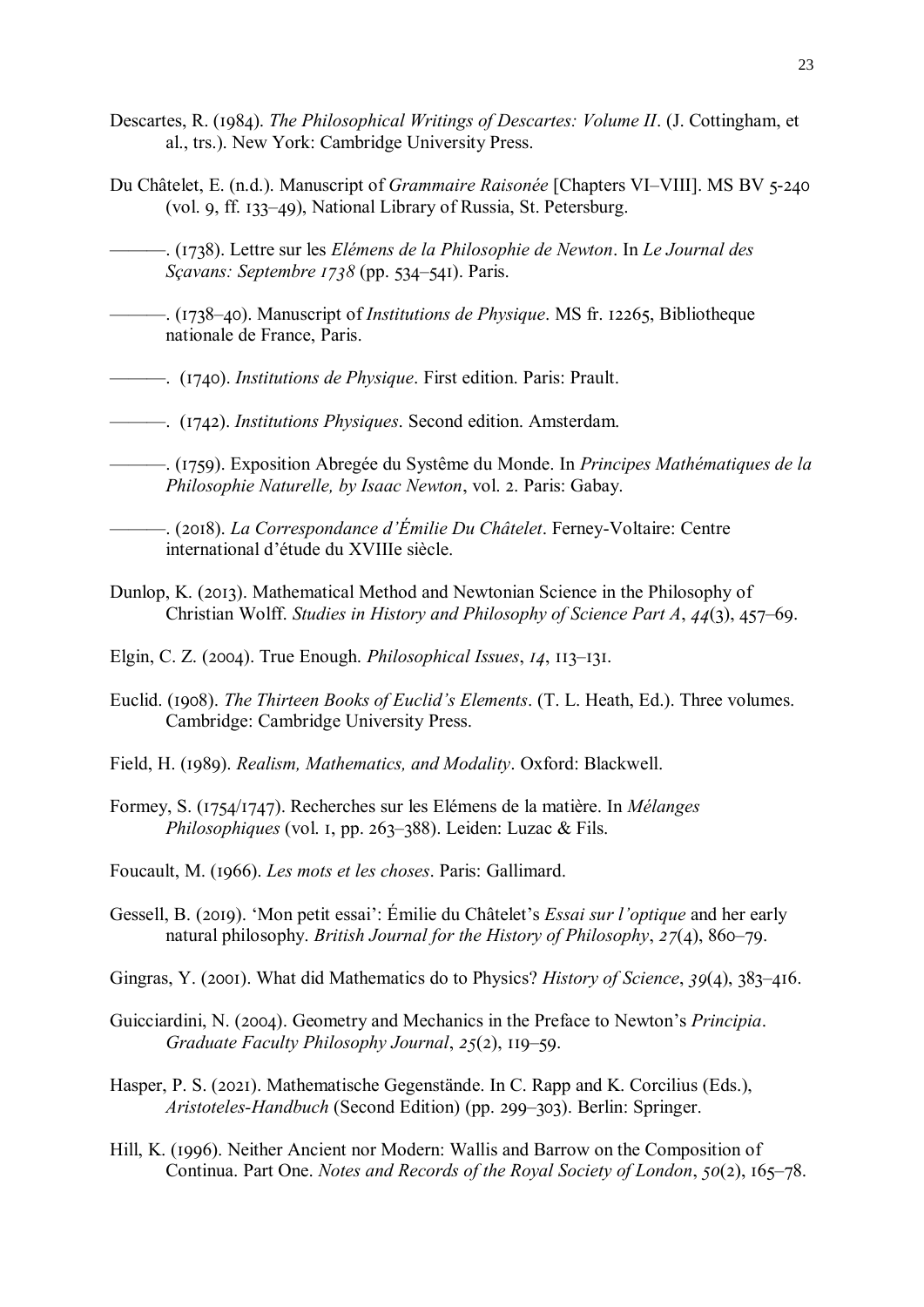Descartes, R. (1984). *The Philosophical Writings of Descartes: Volume II*. (J. Cottingham, et al., trs.). New York: Cambridge University Press.

Du Châtelet, E. (n.d.). Manuscript of *Grammaire Raisonée* [Chapters VI–VIII]. MS BV 5-240 (vol. 9, ff. 133–49), National Library of Russia, St. Petersburg.

———. (1738). Lettre sur les *Elémens de la Philosophie de Newton*. In *Le Journal des Sçavans: Septembre 1738* (pp. 534–541). Paris.

———. (1738–40). Manuscript of *Institutions de Physique*. MS fr. 12265, Bibliotheque nationale de France, Paris.

———. (1740). *Institutions de Physique*. First edition. Paris: Prault.

———. (1742). *Institutions Physiques*. Second edition. Amsterdam.

———. (1759). Exposition Abregée du Systême du Monde. In *Principes Mathématiques de la Philosophie Naturelle, by Isaac Newton*, vol. 2. Paris: Gabay.

———. (2018). *La Correspondance d'Émilie Du Châtelet*. Ferney-Voltaire: Centre international d'étude du XVIIIe siècle.

Dunlop, K. (2013). Mathematical Method and Newtonian Science in the Philosophy of Christian Wolff. *Studies in History and Philosophy of Science Part A*, *44*(3), 457–69.

Elgin, C. Z. (2004). True Enough. *Philosophical Issues*, *14*, 113–131.

Euclid. (1908). *The Thirteen Books of Euclid's Elements*. (T. L. Heath, Ed.). Three volumes. Cambridge: Cambridge University Press.

Field, H. (1989). *Realism, Mathematics, and Modality*. Oxford: Blackwell.

Formey, S. (1754/1747). Recherches sur les Elémens de la matière. In *Mélanges Philosophiques* (vol. 1, pp. 263–388). Leiden: Luzac & Fils.

Foucault, M. (1966). *Les mots et les choses*. Paris: Gallimard.

Gessell, B. (2019). 'Mon petit essai': Émilie du Châtelet's *Essai sur l'optique* and her early natural philosophy. *British Journal for the History of Philosophy*, *27*(4), 860–79.

Gingras, Y. (2001). What did Mathematics do to Physics? *History of Science*, *39*(4), 383–416.

Guicciardini, N. (2004). Geometry and Mechanics in the Preface to Newton's *Principia*. *Graduate Faculty Philosophy Journal*, *25*(2), 119–59.

Hasper, P. S. (2021). Mathematische Gegenstände. In C. Rapp and K. Corcilius (Eds.), *Aristoteles-Handbuch* (Second Edition) (pp. 299–303). Berlin: Springer.

Hill, K. (1996). Neither Ancient nor Modern: Wallis and Barrow on the Composition of Continua. Part One. *Notes and Records of the Royal Society of London*, *50*(2), 165–78.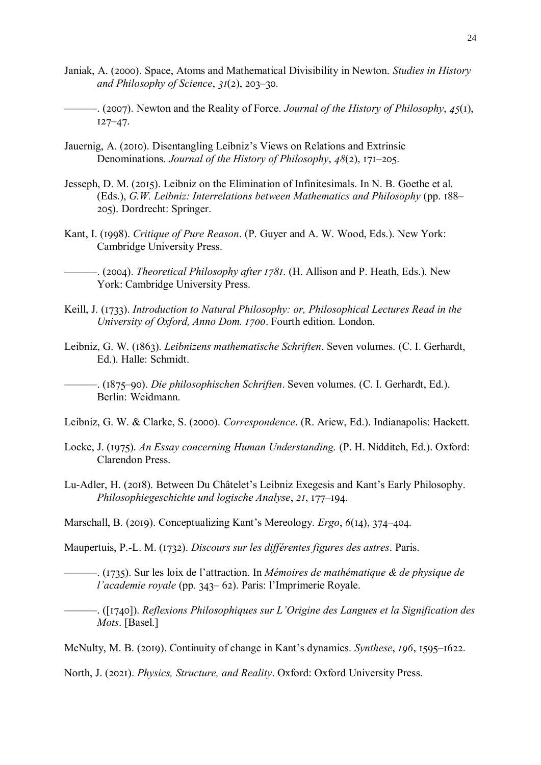Janiak, A. (2000). Space, Atoms and Mathematical Divisibility in Newton. *Studies in History and Philosophy of Science*, *31*(2), 203–30.

———. (2007). Newton and the Reality of Force. *Journal of the History of Philosophy*, *45*(1), 127–47.

Jauernig, A. (2010). Disentangling Leibniz's Views on Relations and Extrinsic Denominations. *Journal of the History of Philosophy*, *48*(2), 171–205.

Jesseph, D. M. (2015). Leibniz on the Elimination of Infinitesimals. In N. B. Goethe et al. (Eds.), *G.W. Leibniz: Interrelations between Mathematics and Philosophy* (pp. 188–205). Dordrecht: Springer.

Kant, I. (1998). *Critique of Pure Reason*. (P. Guyer and A. W. Wood, Eds.). New York: Cambridge University Press.

———. (2004). *Theoretical Philosophy after 1781*. (H. Allison and P. Heath, Eds.). New York: Cambridge University Press.

Keill, J. (1733). *Introduction to Natural Philosophy: or, Philosophical Lectures Read in the University of Oxford, Anno Dom. 1700*. Fourth edition. London.

Leibniz, G. W. (1863). *Leibnizens mathematische Schriften*. Seven volumes. (C. I. Gerhardt, Ed.). Halle: Schmidt.

———. (1875–90). *Die philosophischen Schriften*. Seven volumes. (C. I. Gerhardt, Ed.). Berlin: Weidmann.

Leibniz, G. W. & Clarke, S. (2000). *Correspondence*. (R. Ariew, Ed.). Indianapolis: Hackett.

Locke, J. (1975). *An Essay concerning Human Understanding.* (P. H. Nidditch, Ed.). Oxford: Clarendon Press.

Lu-Adler, H. (2018). Between Du Châtelet's Leibniz Exegesis and Kant's Early Philosophy. *Philosophiegeschichte und logische Analyse*, *21*, 177–194.

Marschall, B. (2019). Conceptualizing Kant's Mereology. *Ergo*, *6*(14), 374–404.

Maupertuis, P.-L. M. (1732). *Discours sur les différentes figures des astres*. Paris.

———. (1735). Sur les loix de l'attraction. In *Mémoires de mathématique & de physique de l'academie royale* (pp. 343– 62). Paris: l'Imprimerie Royale.

———. ([1740]). *Reflexions Philosophiques sur L'Origine des Langues et la Signification des Mots*. [Basel.]

McNulty, M. B. (2019). Continuity of change in Kant's dynamics. *Synthese*, *196*, 1595–1622.

North, J. (2021). *Physics, Structure, and Reality*. Oxford: Oxford University Press.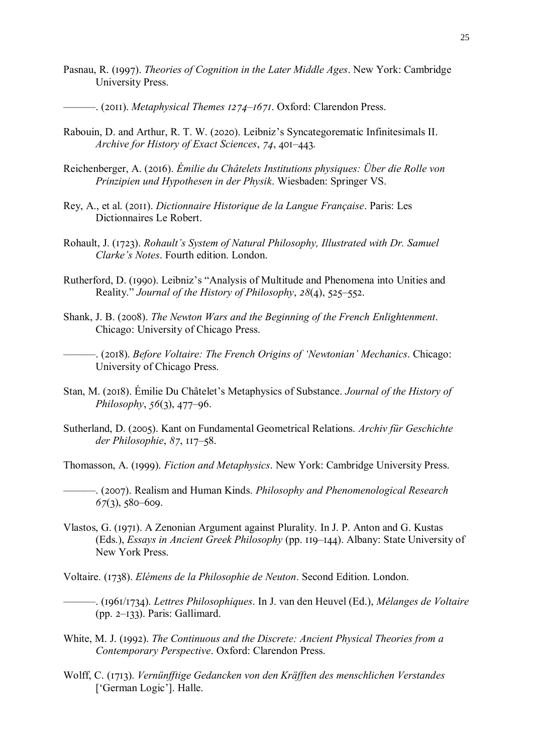Pasnau, R. (1997). *Theories of Cognition in the Later Middle Ages*. New York: Cambridge University Press.

———. (2011). *Metaphysical Themes 1274–1671*. Oxford: Clarendon Press.

Rabouin, D. and Arthur, R. T. W. (2020). Leibniz's Syncategorematic Infinitesimals II. *Archive for History of Exact Sciences*, *74*, 401–443.

Reichenberger, A. (2016). *Émilie du Châtelets Institutions physiques: Über die Rolle von Prinzipien und Hypothesen in der Physik*. Wiesbaden: Springer VS.

Rey, A., et al. (2011). *Dictionnaire Historique de la Langue Française*. Paris: Les Dictionnaires Le Robert.

Rohault, J. (1723). *Rohault's System of Natural Philosophy, Illustrated with Dr. Samuel Clarke's Notes*. Fourth edition. London.

Rutherford, D. (1990). Leibniz's "Analysis of Multitude and Phenomena into Unities and Reality." *Journal of the History of Philosophy*, *28*(4), 525–552.

Shank, J. B. (2008). *The Newton Wars and the Beginning of the French Enlightenment*. Chicago: University of Chicago Press.

———. (2018). *Before Voltaire: The French Origins of 'Newtonian' Mechanics*. Chicago: University of Chicago Press.

Stan, M. (2018). Émilie Du Châtelet's Metaphysics of Substance. *Journal of the History of Philosophy*, *56*(3), 477–96.

Sutherland, D. (2005). Kant on Fundamental Geometrical Relations. *Archiv für Geschichte der Philosophie*, *87*, 117–58.

Thomasson, A. (1999). *Fiction and Metaphysics*. New York: Cambridge University Press.

———. (2007). Realism and Human Kinds. *Philosophy and Phenomenological Research* *67*(3), 580–609.

Vlastos, G. (1971). A Zenonian Argument against Plurality. In J. P. Anton and G. Kustas (Eds.), *Essays in Ancient Greek Philosophy* (pp. 119–144). Albany: State University of New York Press.

Voltaire. (1738). *Elémens de la Philosophie de Neuton*. Second Edition. London.

———. (1961/1734). *Lettres Philosophiques*. In J. van den Heuvel (Ed.), *Mélanges de Voltaire* (pp. 2–133). Paris: Gallimard.

White, M. J. (1992). *The Continuous and the Discrete: Ancient Physical Theories from a Contemporary Perspective*. Oxford: Clarendon Press.

Wolff, C. (1713). *Vernünfftige Gedancken von den Kräfften des menschlichen Verstandes* ['German Logic']. Halle.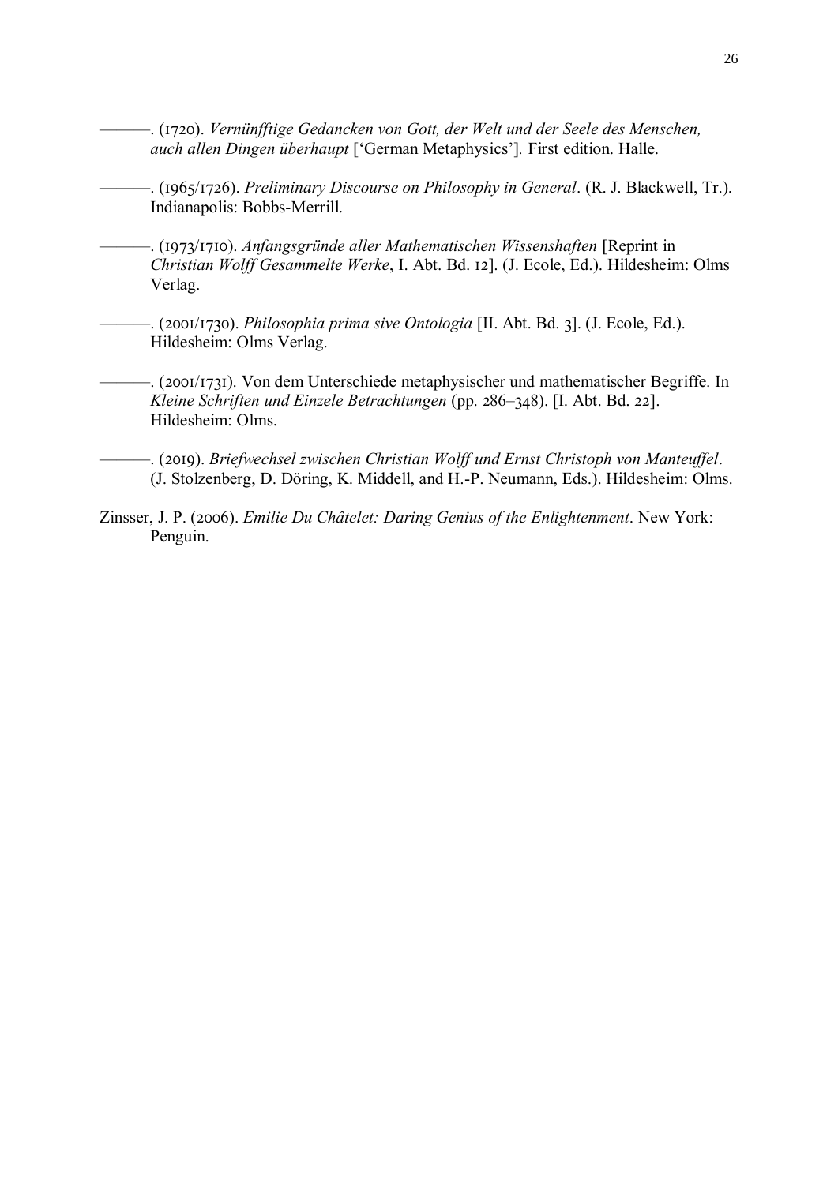———. (1720). *Vernünfftige Gedancken von Gott, der Welt und der Seele des Menschen, auch allen Dingen überhaupt* ['German Metaphysics']. First edition. Halle.

———. (1965/1726). *Preliminary Discourse on Philosophy in General*. (R. J. Blackwell, Tr.). Indianapolis: Bobbs-Merrill.

———. (1973/1710). *Anfangsgründe aller Mathematischen Wissenshaften* [Reprint in *Christian Wolff Gesammelte Werke*, I. Abt. Bd. 12]. (J. Ecole, Ed.). Hildesheim: Olms Verlag.

———. (2001/1730). *Philosophia prima sive Ontologia* [II. Abt. Bd. 3]. (J. Ecole, Ed.). Hildesheim: Olms Verlag.

———. (2001/1731). Von dem Unterschiede metaphysischer und mathematischer Begriffe. In *Kleine Schriften und Einzele Betrachtungen* (pp. 286–348). [I. Abt. Bd. 22]. Hildesheim: Olms.

———. (2019). *Briefwechsel zwischen Christian Wolff und Ernst Christoph von Manteuffel*. (J. Stolzenberg, D. Döring, K. Middell, and H.-P. Neumann, Eds.). Hildesheim: Olms.

Zinsser, J. P. (2006). *Emilie Du Châtelet: Daring Genius of the Enlightenment*. New York: Penguin.